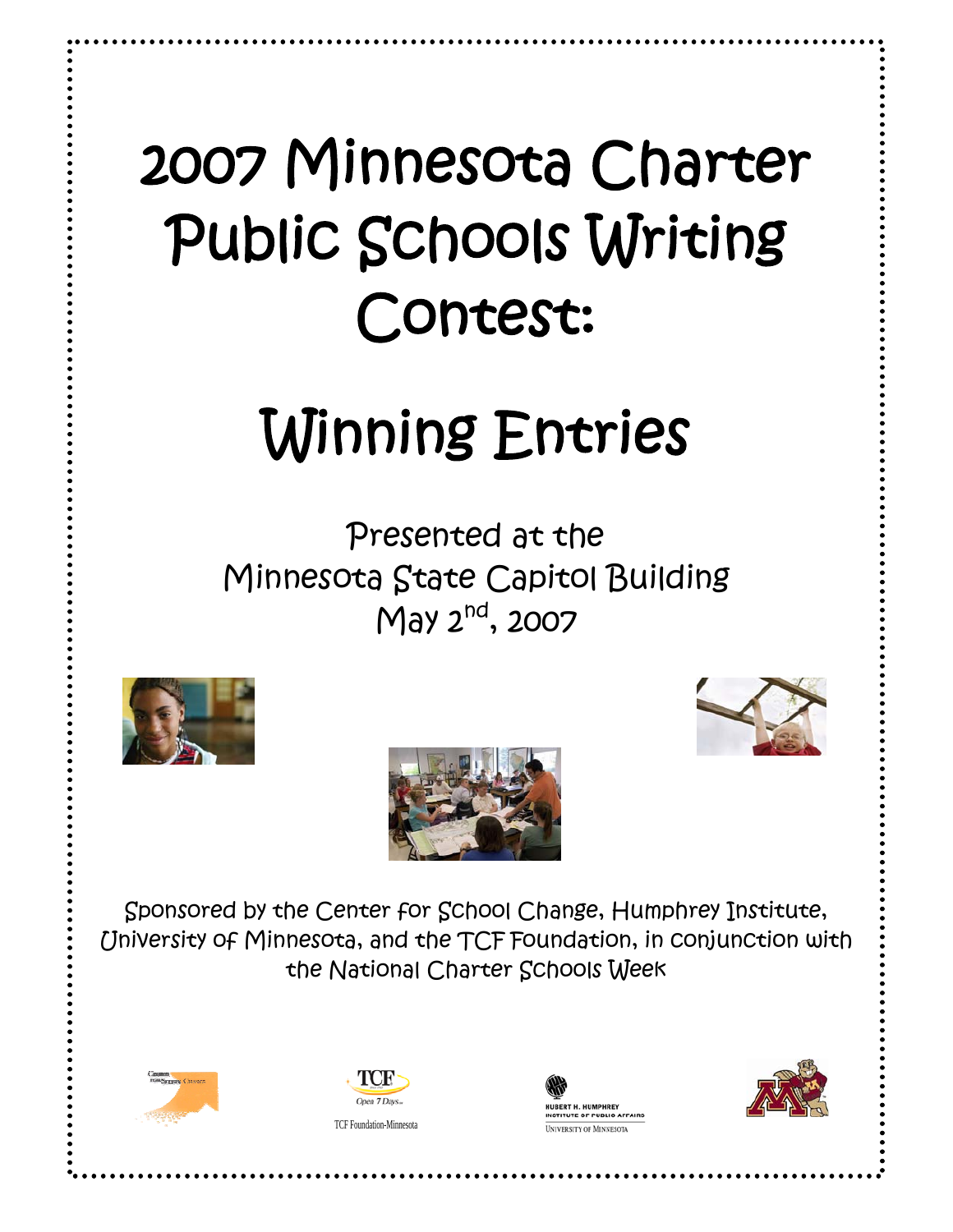# 2007 Minnesota Charter Public Schools Writing Contest:

# Winning Entries

Presented at the
Minnesota State Capitol Building
May 2nd, 2007

Sponsored by the Center for School Change, Humphrey Institute, University of Minnesota, and the TCF Foundation, in conjunction with the National Charter Schools Week

TCF Foundation-Minnesota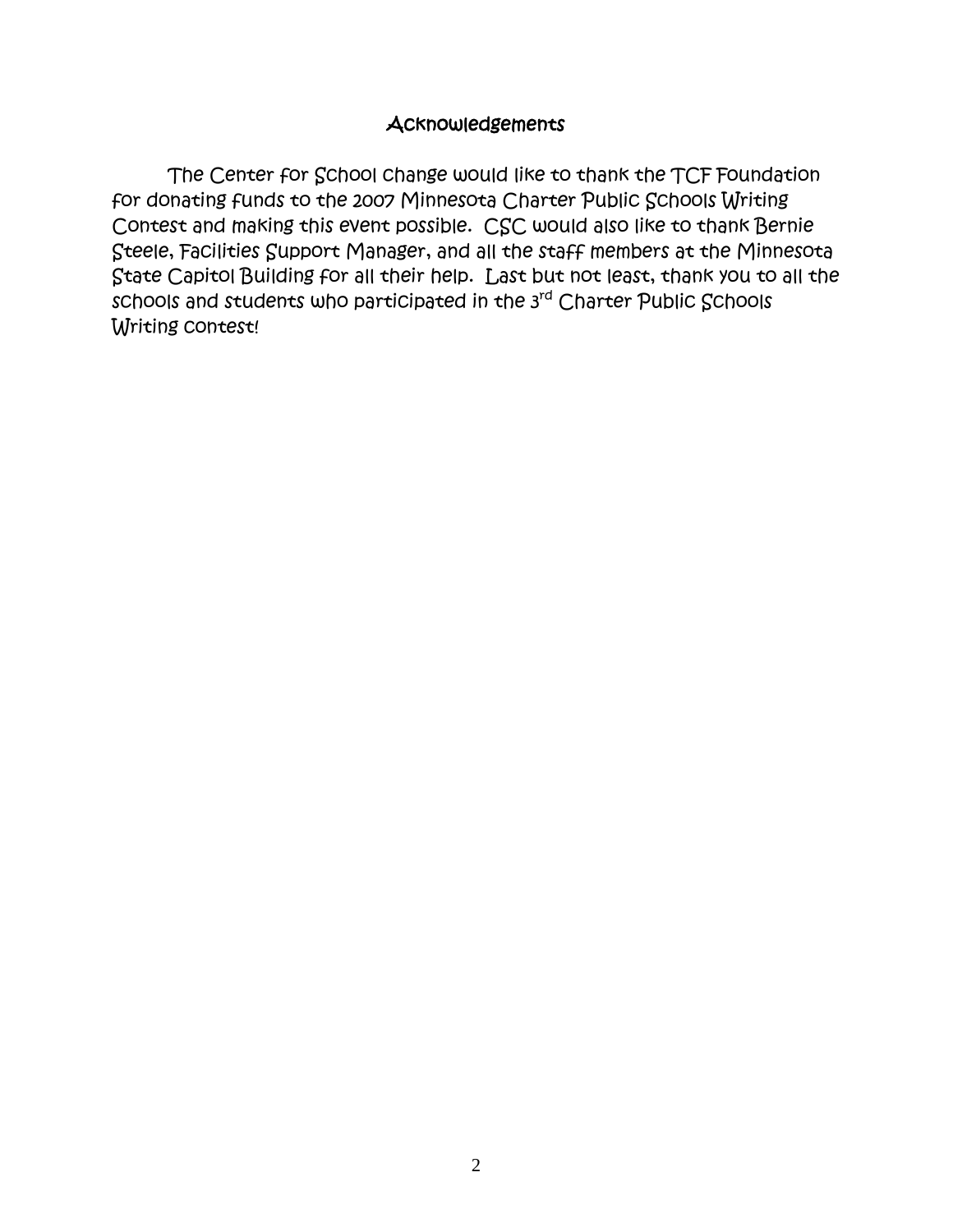## Acknowledgements

The Center for School change would like to thank the TCF Foundation for donating funds to the 2007 Minnesota Charter Public Schools Writing Contest and making this event possible. CSC would also like to thank Bernie Steele, Facilities Support Manager, and all the staff members at the Minnesota State Capitol Building for all their help. Last but not least, thank you to all the schools and students who participated in the 3rd Charter Public Schools Writing contest!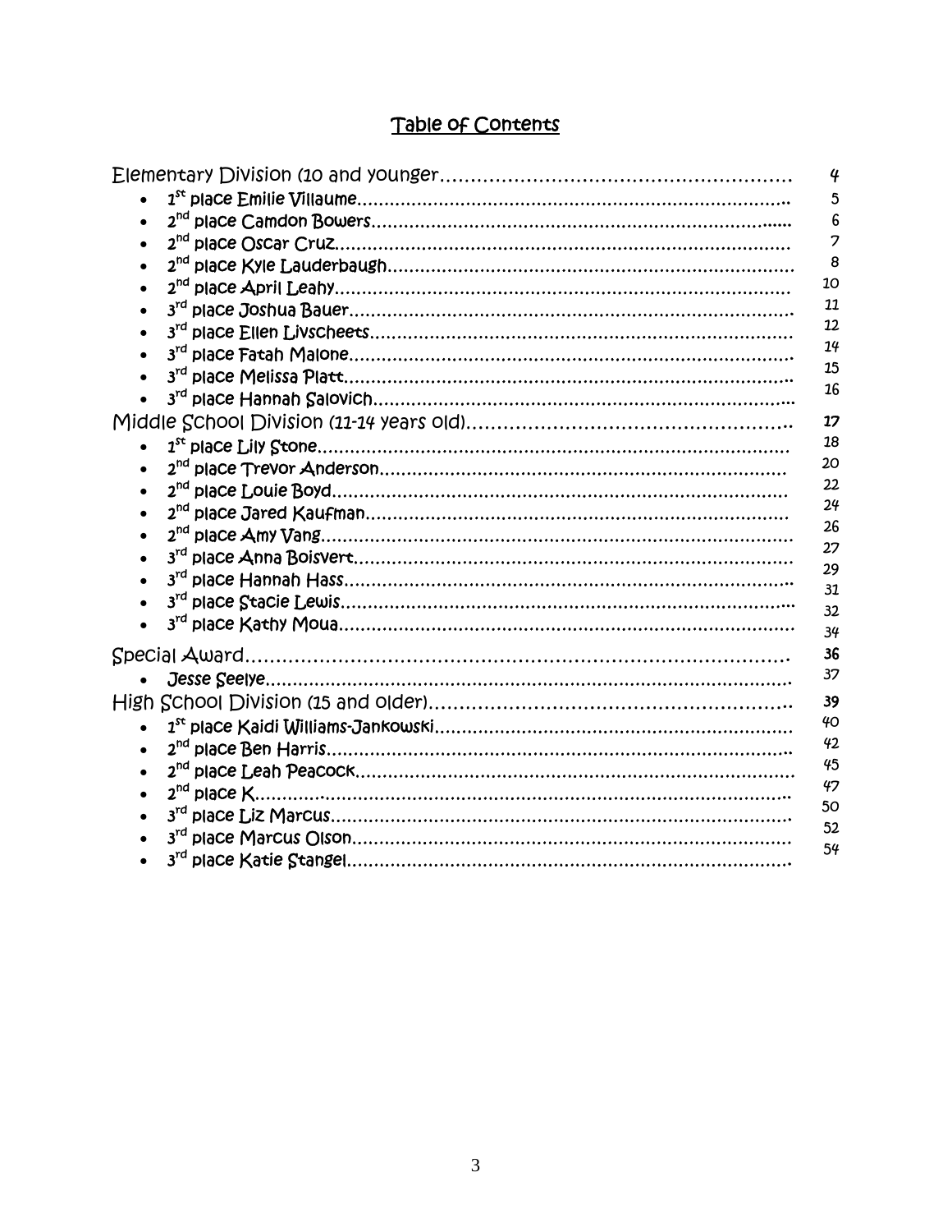# Table of Contents

Elementary Division (10 and younger.......................................................... 4

- 1st place Emilie Villaume.......................................................................... 5
- 2nd place Camdon Bowers....................................................................... 6
- 2nd place Oscar Cruz................................................................................ 7
- 2nd place Kyle Lauderbaugh.................................................................... 8
- 2nd place April Leahy.............................................................................. 10
- 3rd place Joshua Bauer........................................................................... 11
- 3rd place Ellen Livscheets....................................................................... 12
- 3rd place Fatah Malone........................................................................... 14
- 3rd place Melissa Platt............................................................................ 15
- 3rd place Hannah Salovich...................................................................... 16

Middle School Division (11-14 years old)..................................................... 17

- 1st place Lily Stone................................................................................. 18
- 2nd place Trevor Anderson..................................................................... 20
- 2nd place Louie Boyd............................................................................... 22
- 2nd place Jared Kaufman......................................................................... 24
- 2nd place Amy Vang................................................................................ 26
- 3rd place Anna Boisvert........................................................................... 27
- 3rd place Hannah Hass............................................................................ 29
- 3rd place Stacie Lewis............................................................................. 31
- 3rd place Kathy Moua.............................................................................. 32

34

Special Award................................................................................................ 36

- Jesse Seelye............................................................................................ 37

High School Division (15 and older).............................................................. 39

- 1st place Kaidi Williams-Jankowski.......................................................... 40
- 2nd place Ben Harris................................................................................ 42
- 2nd place Leah Peacock........................................................................... 45
- 2nd place K............................................................................................... 47
- 3rd place Liz Marcus................................................................................ 50
- 3rd place Marcus Olson............................................................................ 52
- 3rd place Katie Stangel............................................................................ 54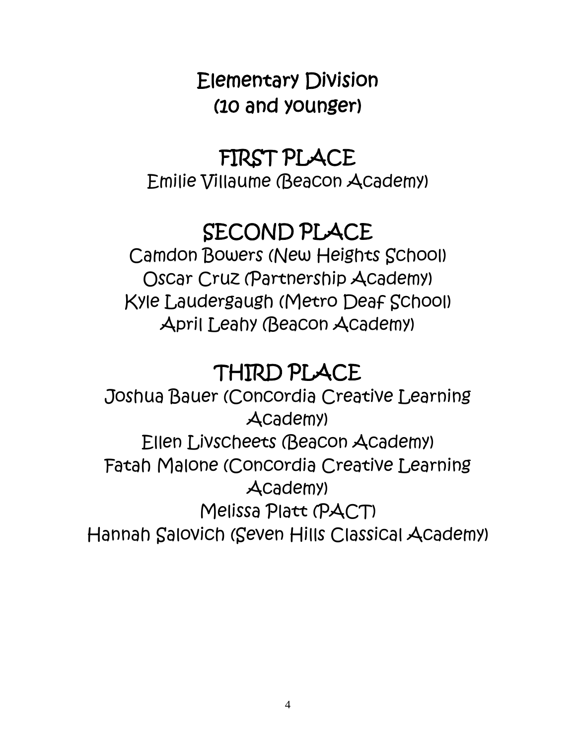# Elementary Division
## (10 and younger)

## FIRST PLACE

Emilie Villaume (Beacon Academy)

## SECOND PLACE

Camdon Bowers (New Heights School)
Oscar Cruz (Partnership Academy)
Kyle Laudergaugh (Metro Deaf School)
April Leahy (Beacon Academy)

## THIRD PLACE

Joshua Bauer (Concordia Creative Learning Academy)
Ellen Livscheets (Beacon Academy)
Fatah Malone (Concordia Creative Learning Academy)
Melissa Platt (PACT)
Hannah Salovich (Seven Hills Classical Academy)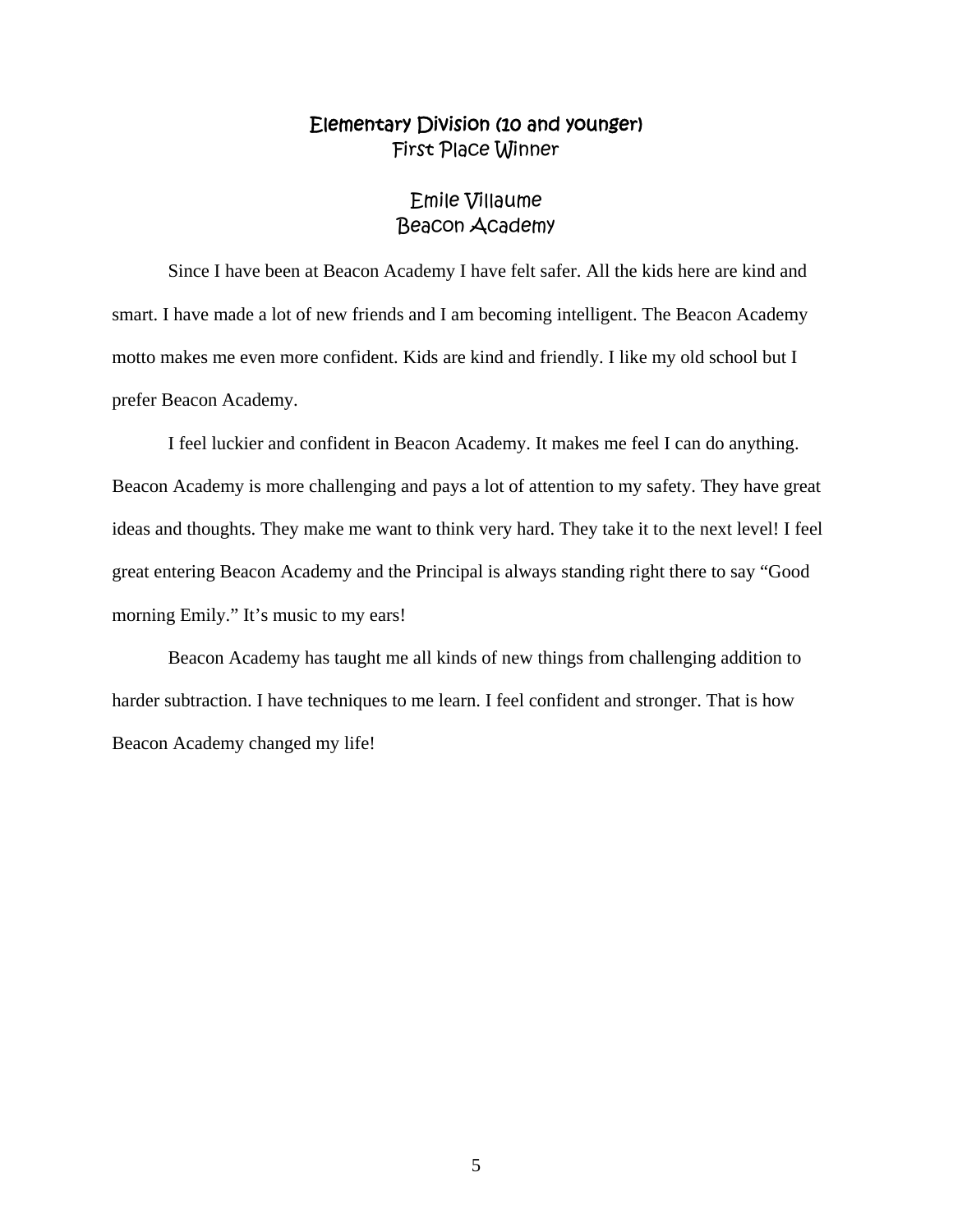## Elementary Division (10 and younger)
### First Place Winner

### Emile Villaume
### Beacon Academy

Since I have been at Beacon Academy I have felt safer. All the kids here are kind and smart. I have made a lot of new friends and I am becoming intelligent. The Beacon Academy motto makes me even more confident. Kids are kind and friendly. I like my old school but I prefer Beacon Academy.

I feel luckier and confident in Beacon Academy. It makes me feel I can do anything. Beacon Academy is more challenging and pays a lot of attention to my safety. They have great ideas and thoughts. They make me want to think very hard. They take it to the next level! I feel great entering Beacon Academy and the Principal is always standing right there to say "Good morning Emily." It's music to my ears!

Beacon Academy has taught me all kinds of new things from challenging addition to harder subtraction. I have techniques to me learn. I feel confident and stronger. That is how Beacon Academy changed my life!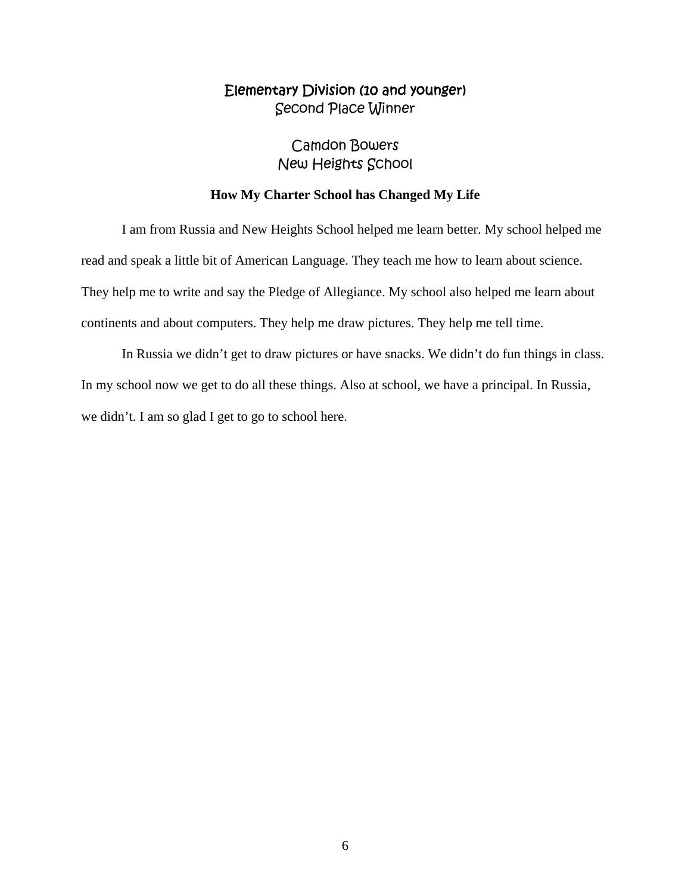## Elementary Division (10 and younger)
Second Place Winner

Camdon Bowers
New Heights School

### How My Charter School has Changed My Life

I am from Russia and New Heights School helped me learn better. My school helped me read and speak a little bit of American Language. They teach me how to learn about science. They help me to write and say the Pledge of Allegiance. My school also helped me learn about continents and about computers. They help me draw pictures. They help me tell time.

In Russia we didn't get to draw pictures or have snacks. We didn't do fun things in class. In my school now we get to do all these things. Also at school, we have a principal. In Russia, we didn't. I am so glad I get to go to school here.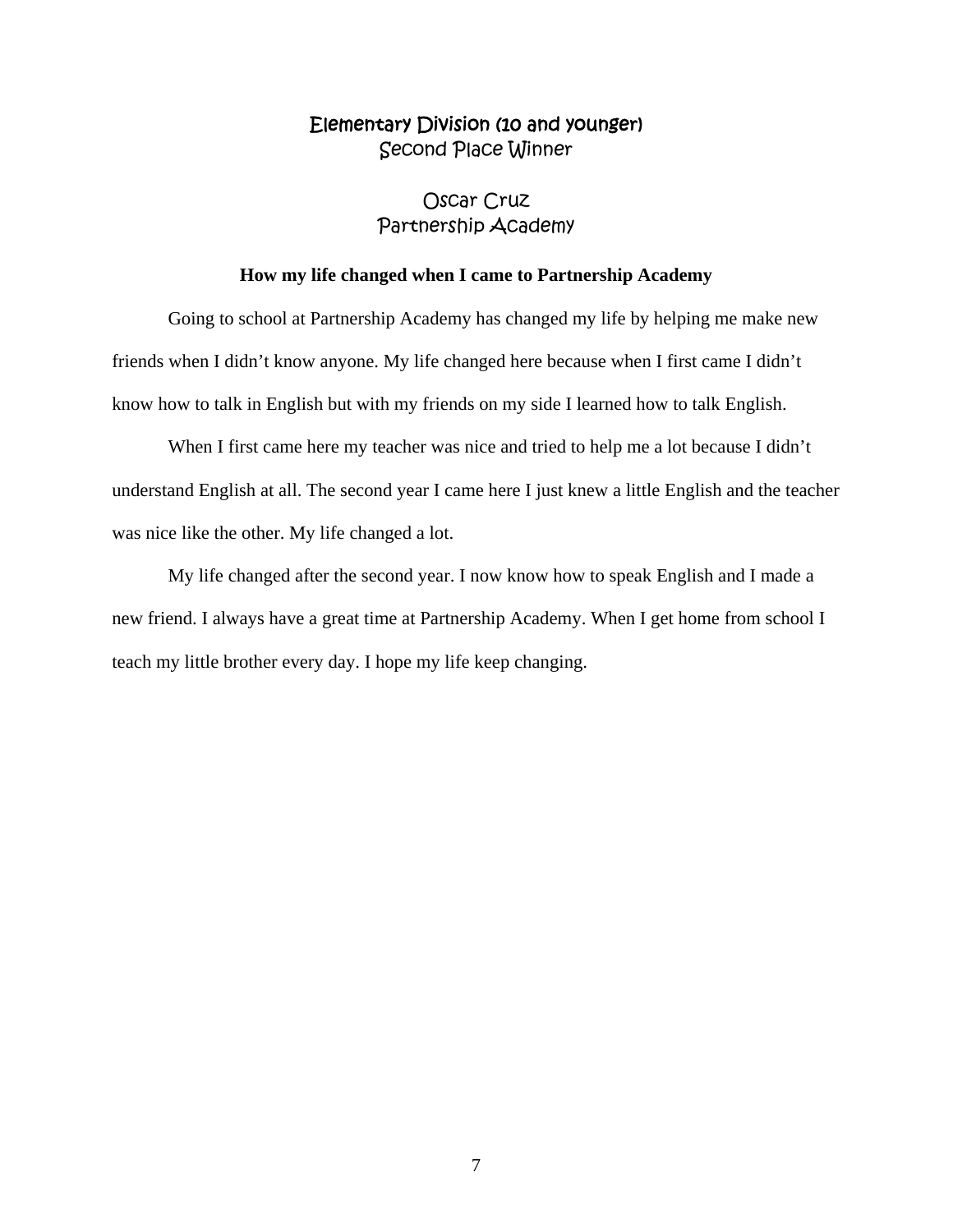## Elementary Division (10 and younger)
Second Place Winner

Oscar Cruz
Partnership Academy

**How my life changed when I came to Partnership Academy**

Going to school at Partnership Academy has changed my life by helping me make new friends when I didn't know anyone. My life changed here because when I first came I didn't know how to talk in English but with my friends on my side I learned how to talk English.

When I first came here my teacher was nice and tried to help me a lot because I didn't understand English at all. The second year I came here I just knew a little English and the teacher was nice like the other. My life changed a lot.

My life changed after the second year. I now know how to speak English and I made a new friend. I always have a great time at Partnership Academy. When I get home from school I teach my little brother every day. I hope my life keep changing.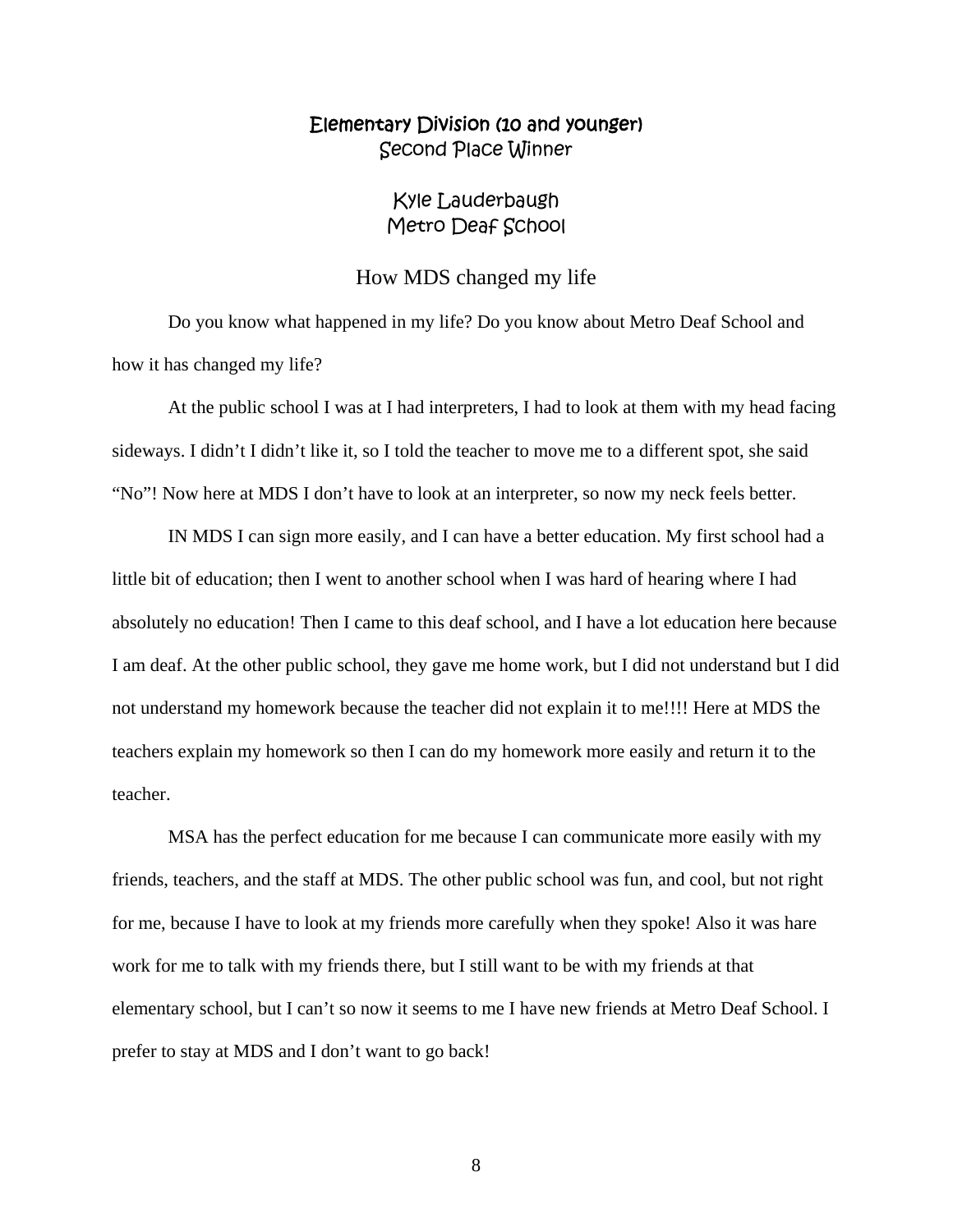## Elementary Division (10 and younger)
Second Place Winner

### Kyle Lauderbaugh
Metro Deaf School

# How MDS changed my life

Do you know what happened in my life? Do you know about Metro Deaf School and how it has changed my life?

At the public school I was at I had interpreters, I had to look at them with my head facing sideways. I didn't I didn't like it, so I told the teacher to move me to a different spot, she said "No"! Now here at MDS I don't have to look at an interpreter, so now my neck feels better.

IN MDS I can sign more easily, and I can have a better education. My first school had a little bit of education; then I went to another school when I was hard of hearing where I had absolutely no education! Then I came to this deaf school, and I have a lot education here because I am deaf. At the other public school, they gave me home work, but I did not understand but I did not understand my homework because the teacher did not explain it to me!!!! Here at MDS the teachers explain my homework so then I can do my homework more easily and return it to the teacher.

MSA has the perfect education for me because I can communicate more easily with my friends, teachers, and the staff at MDS. The other public school was fun, and cool, but not right for me, because I have to look at my friends more carefully when they spoke! Also it was hare work for me to talk with my friends there, but I still want to be with my friends at that elementary school, but I can't so now it seems to me I have new friends at Metro Deaf School. I prefer to stay at MDS and I don't want to go back!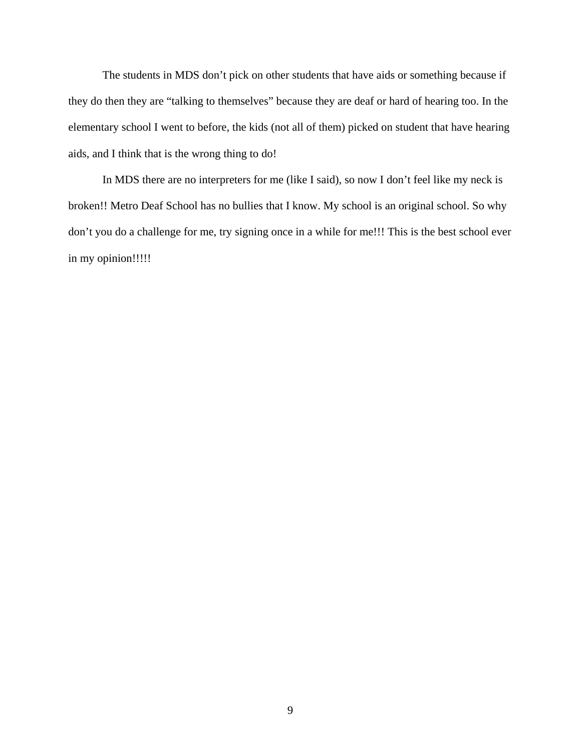The students in MDS don't pick on other students that have aids or something because if they do then they are "talking to themselves" because they are deaf or hard of hearing too. In the elementary school I went to before, the kids (not all of them) picked on student that have hearing aids, and I think that is the wrong thing to do!

In MDS there are no interpreters for me (like I said), so now I don't feel like my neck is broken!! Metro Deaf School has no bullies that I know. My school is an original school. So why don't you do a challenge for me, try signing once in a while for me!!! This is the best school ever in my opinion!!!!!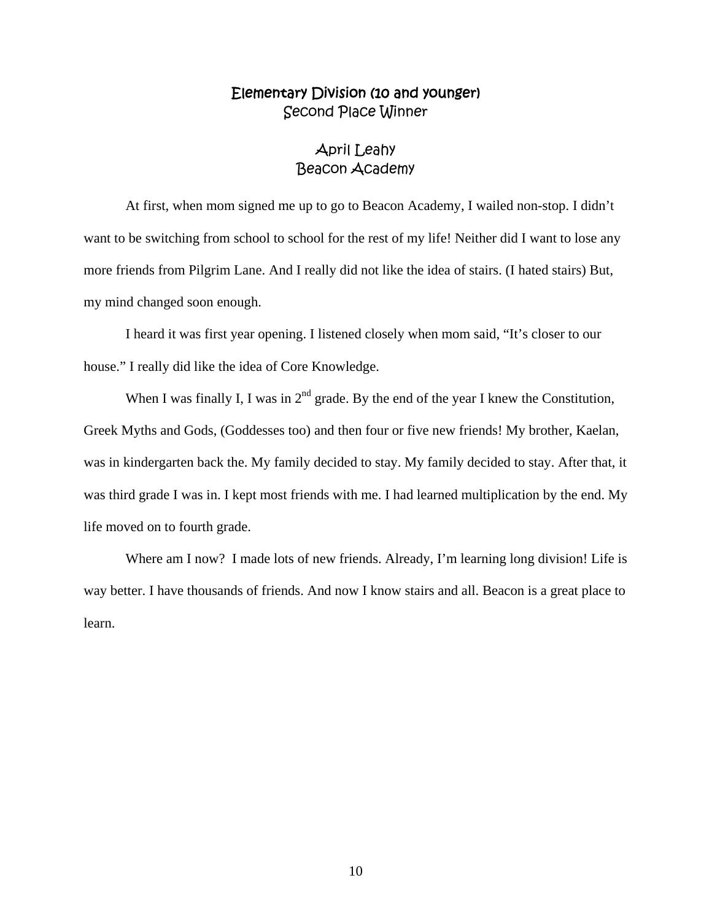## Elementary Division (10 and younger)
### Second Place Winner

### April Leahy
### Beacon Academy

At first, when mom signed me up to go to Beacon Academy, I wailed non-stop. I didn't want to be switching from school to school for the rest of my life! Neither did I want to lose any more friends from Pilgrim Lane. And I really did not like the idea of stairs. (I hated stairs) But, my mind changed soon enough.

I heard it was first year opening. I listened closely when mom said, "It's closer to our house." I really did like the idea of Core Knowledge.

When I was finally I, I was in 2nd grade. By the end of the year I knew the Constitution, Greek Myths and Gods, (Goddesses too) and then four or five new friends! My brother, Kaelan, was in kindergarten back the. My family decided to stay. My family decided to stay. After that, it was third grade I was in. I kept most friends with me. I had learned multiplication by the end. My life moved on to fourth grade.

Where am I now? I made lots of new friends. Already, I'm learning long division! Life is way better. I have thousands of friends. And now I know stairs and all. Beacon is a great place to learn.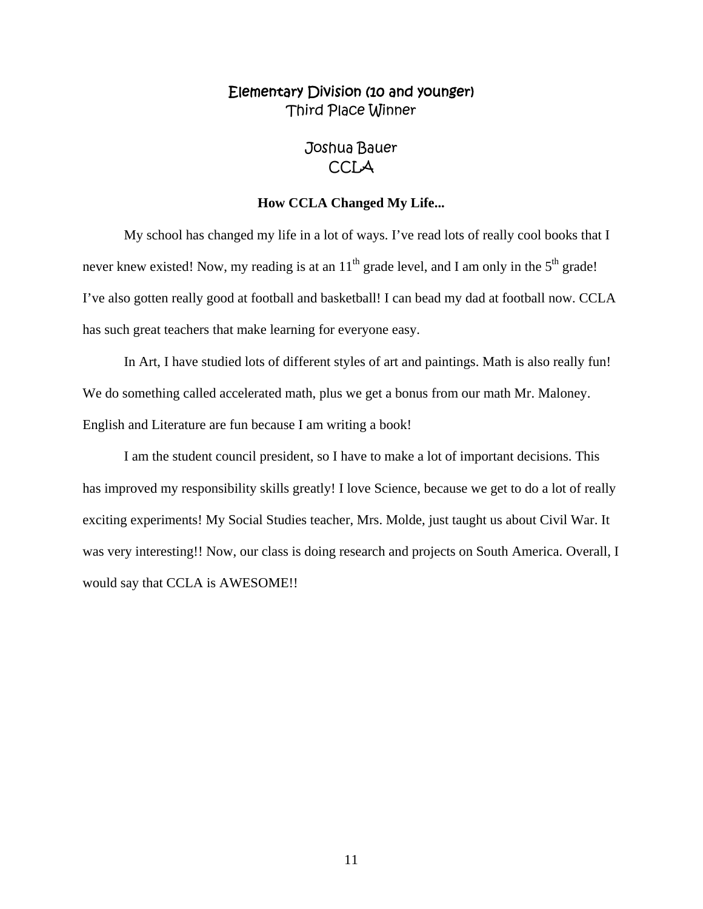## Elementary Division (10 and younger)
Third Place Winner

Joshua Bauer
CCLA

**How CCLA Changed My Life...**

My school has changed my life in a lot of ways. I've read lots of really cool books that I never knew existed! Now, my reading is at an 11th grade level, and I am only in the 5th grade! I've also gotten really good at football and basketball! I can bead my dad at football now. CCLA has such great teachers that make learning for everyone easy.

In Art, I have studied lots of different styles of art and paintings. Math is also really fun! We do something called accelerated math, plus we get a bonus from our math Mr. Maloney. English and Literature are fun because I am writing a book!

I am the student council president, so I have to make a lot of important decisions. This has improved my responsibility skills greatly! I love Science, because we get to do a lot of really exciting experiments! My Social Studies teacher, Mrs. Molde, just taught us about Civil War. It was very interesting!! Now, our class is doing research and projects on South America. Overall, I would say that CCLA is AWESOME!!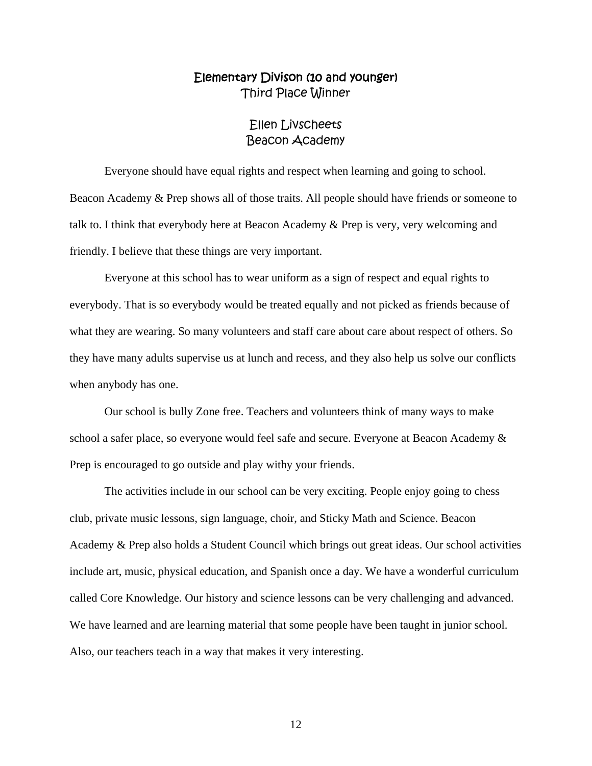## Elementary Divison (10 and younger)
### Third Place Winner

### Ellen Livscheets
### Beacon Academy

Everyone should have equal rights and respect when learning and going to school. Beacon Academy & Prep shows all of those traits. All people should have friends or someone to talk to. I think that everybody here at Beacon Academy & Prep is very, very welcoming and friendly. I believe that these things are very important.

Everyone at this school has to wear uniform as a sign of respect and equal rights to everybody. That is so everybody would be treated equally and not picked as friends because of what they are wearing. So many volunteers and staff care about care about respect of others. So they have many adults supervise us at lunch and recess, and they also help us solve our conflicts when anybody has one.

Our school is bully Zone free. Teachers and volunteers think of many ways to make school a safer place, so everyone would feel safe and secure. Everyone at Beacon Academy & Prep is encouraged to go outside and play withy your friends.

The activities include in our school can be very exciting. People enjoy going to chess club, private music lessons, sign language, choir, and Sticky Math and Science. Beacon Academy & Prep also holds a Student Council which brings out great ideas. Our school activities include art, music, physical education, and Spanish once a day. We have a wonderful curriculum called Core Knowledge. Our history and science lessons can be very challenging and advanced. We have learned and are learning material that some people have been taught in junior school. Also, our teachers teach in a way that makes it very interesting.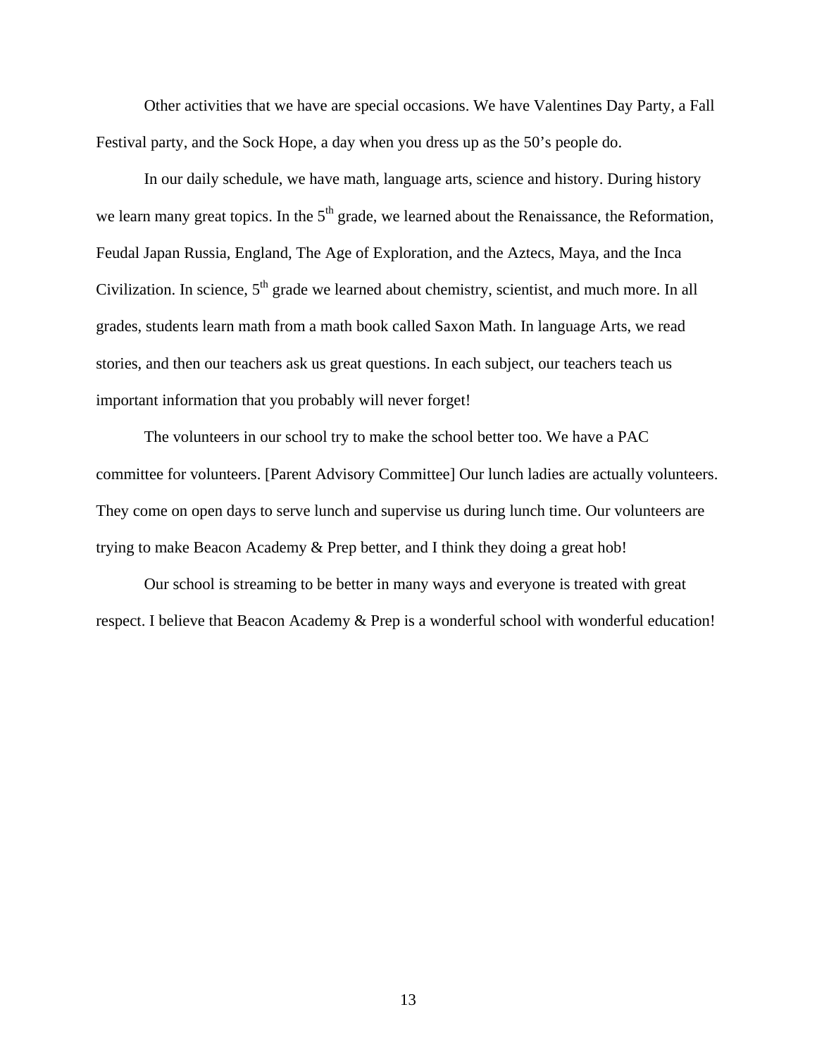Other activities that we have are special occasions. We have Valentines Day Party, a Fall Festival party, and the Sock Hope, a day when you dress up as the 50's people do.

In our daily schedule, we have math, language arts, science and history. During history we learn many great topics. In the 5th grade, we learned about the Renaissance, the Reformation, Feudal Japan Russia, England, The Age of Exploration, and the Aztecs, Maya, and the Inca Civilization. In science, 5th grade we learned about chemistry, scientist, and much more. In all grades, students learn math from a math book called Saxon Math. In language Arts, we read stories, and then our teachers ask us great questions. In each subject, our teachers teach us important information that you probably will never forget!

The volunteers in our school try to make the school better too. We have a PAC committee for volunteers. [Parent Advisory Committee] Our lunch ladies are actually volunteers. They come on open days to serve lunch and supervise us during lunch time. Our volunteers are trying to make Beacon Academy & Prep better, and I think they doing a great hob!

Our school is streaming to be better in many ways and everyone is treated with great respect. I believe that Beacon Academy & Prep is a wonderful school with wonderful education!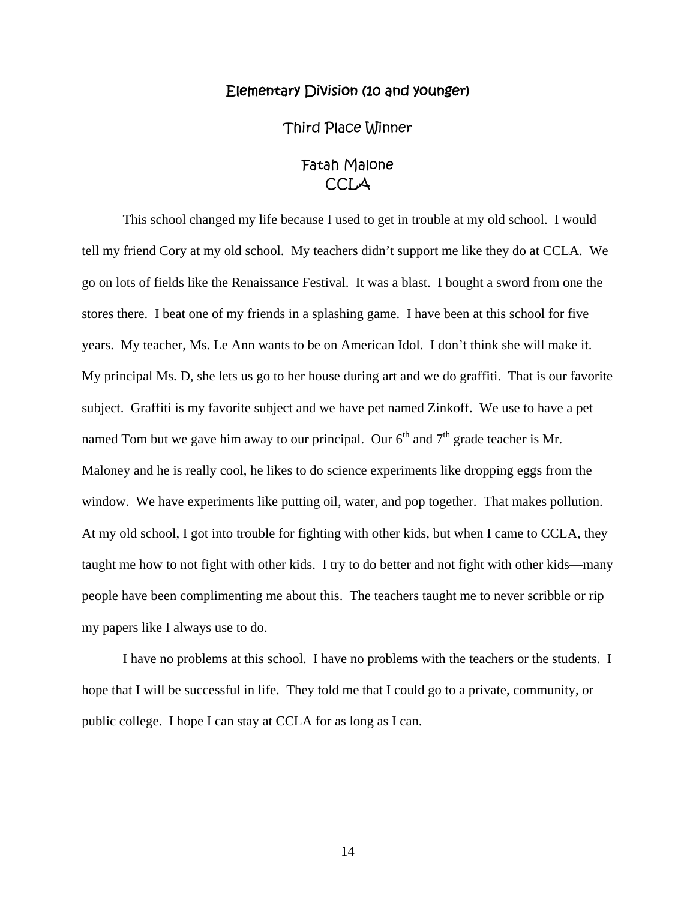## Elementary Division (10 and younger)

### Third Place Winner

### Fatah Malone
### CCLA

This school changed my life because I used to get in trouble at my old school. I would tell my friend Cory at my old school. My teachers didn't support me like they do at CCLA. We go on lots of fields like the Renaissance Festival. It was a blast. I bought a sword from one the stores there. I beat one of my friends in a splashing game. I have been at this school for five years. My teacher, Ms. Le Ann wants to be on American Idol. I don't think she will make it. My principal Ms. D, she lets us go to her house during art and we do graffiti. That is our favorite subject. Graffiti is my favorite subject and we have pet named Zinkoff. We use to have a pet named Tom but we gave him away to our principal. Our 6th and 7th grade teacher is Mr. Maloney and he is really cool, he likes to do science experiments like dropping eggs from the window. We have experiments like putting oil, water, and pop together. That makes pollution. At my old school, I got into trouble for fighting with other kids, but when I came to CCLA, they taught me how to not fight with other kids. I try to do better and not fight with other kids—many people have been complimenting me about this. The teachers taught me to never scribble or rip my papers like I always use to do.

I have no problems at this school. I have no problems with the teachers or the students. I hope that I will be successful in life. They told me that I could go to a private, community, or public college. I hope I can stay at CCLA for as long as I can.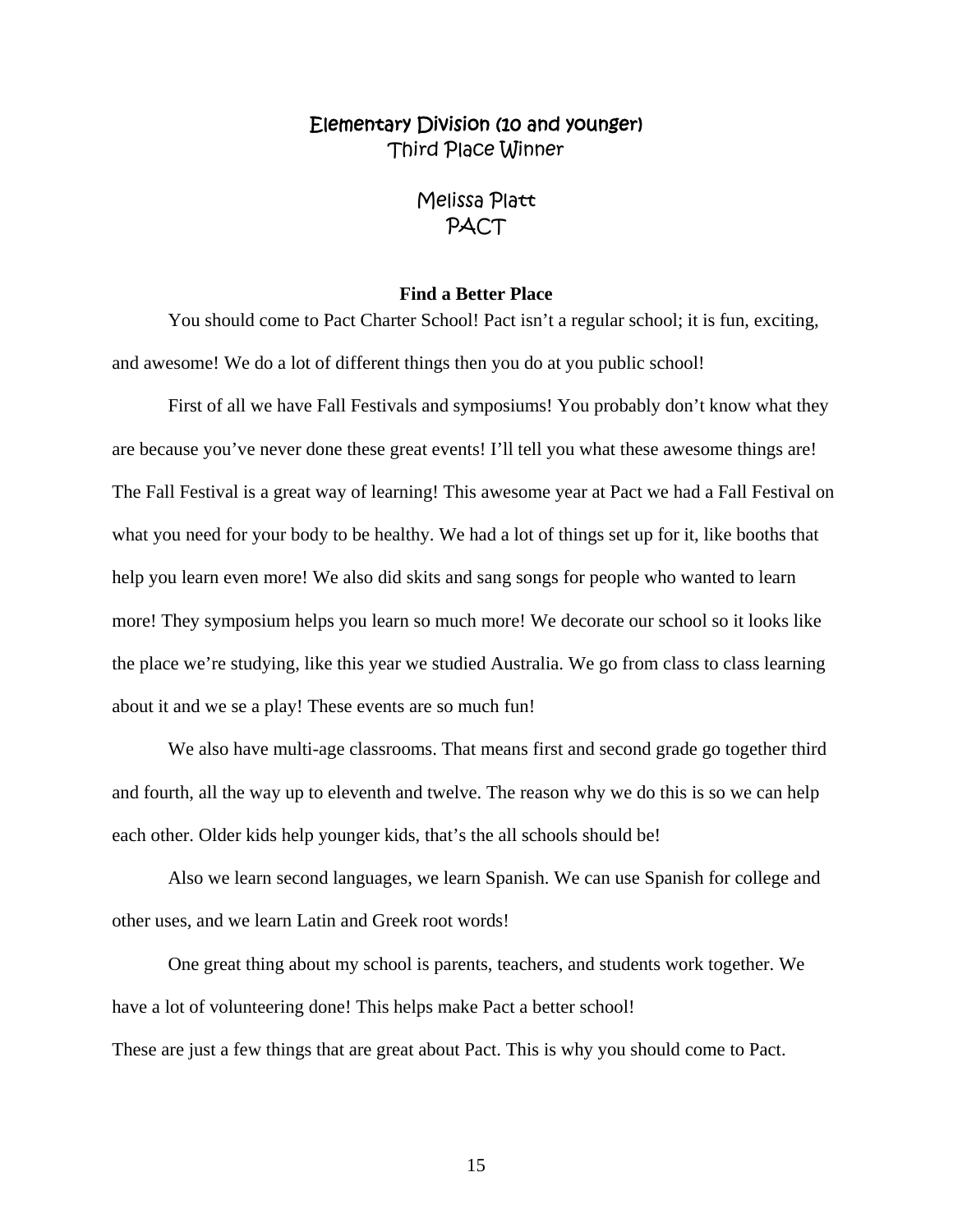## Elementary Division (10 and younger)
Third Place Winner

Melissa Platt
PACT

### Find a Better Place

You should come to Pact Charter School! Pact isn't a regular school; it is fun, exciting, and awesome! We do a lot of different things then you do at you public school!

First of all we have Fall Festivals and symposiums! You probably don't know what they are because you've never done these great events! I'll tell you what these awesome things are! The Fall Festival is a great way of learning! This awesome year at Pact we had a Fall Festival on what you need for your body to be healthy. We had a lot of things set up for it, like booths that help you learn even more! We also did skits and sang songs for people who wanted to learn more! They symposium helps you learn so much more! We decorate our school so it looks like the place we're studying, like this year we studied Australia. We go from class to class learning about it and we se a play! These events are so much fun!

We also have multi-age classrooms. That means first and second grade go together third and fourth, all the way up to eleventh and twelve. The reason why we do this is so we can help each other. Older kids help younger kids, that's the all schools should be!

Also we learn second languages, we learn Spanish. We can use Spanish for college and other uses, and we learn Latin and Greek root words!

One great thing about my school is parents, teachers, and students work together. We have a lot of volunteering done! This helps make Pact a better school!

These are just a few things that are great about Pact. This is why you should come to Pact.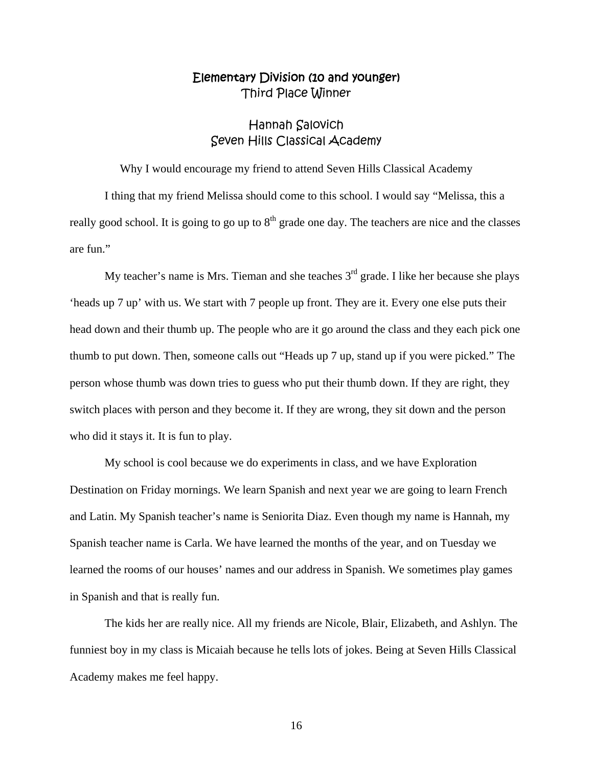## Elementary Division (10 and younger)
Third Place Winner

### Hannah Salovich
Seven Hills Classical Academy

Why I would encourage my friend to attend Seven Hills Classical Academy

I thing that my friend Melissa should come to this school. I would say "Melissa, this a really good school. It is going to go up to 8th grade one day. The teachers are nice and the classes are fun."

My teacher's name is Mrs. Tieman and she teaches 3rd grade. I like her because she plays 'heads up 7 up' with us. We start with 7 people up front. They are it. Every one else puts their head down and their thumb up. The people who are it go around the class and they each pick one thumb to put down. Then, someone calls out "Heads up 7 up, stand up if you were picked." The person whose thumb was down tries to guess who put their thumb down. If they are right, they switch places with person and they become it. If they are wrong, they sit down and the person who did it stays it. It is fun to play.

My school is cool because we do experiments in class, and we have Exploration Destination on Friday mornings. We learn Spanish and next year we are going to learn French and Latin. My Spanish teacher's name is Seniorita Diaz. Even though my name is Hannah, my Spanish teacher name is Carla. We have learned the months of the year, and on Tuesday we learned the rooms of our houses' names and our address in Spanish. We sometimes play games in Spanish and that is really fun.

The kids her are really nice. All my friends are Nicole, Blair, Elizabeth, and Ashlyn. The funniest boy in my class is Micaiah because he tells lots of jokes. Being at Seven Hills Classical Academy makes me feel happy.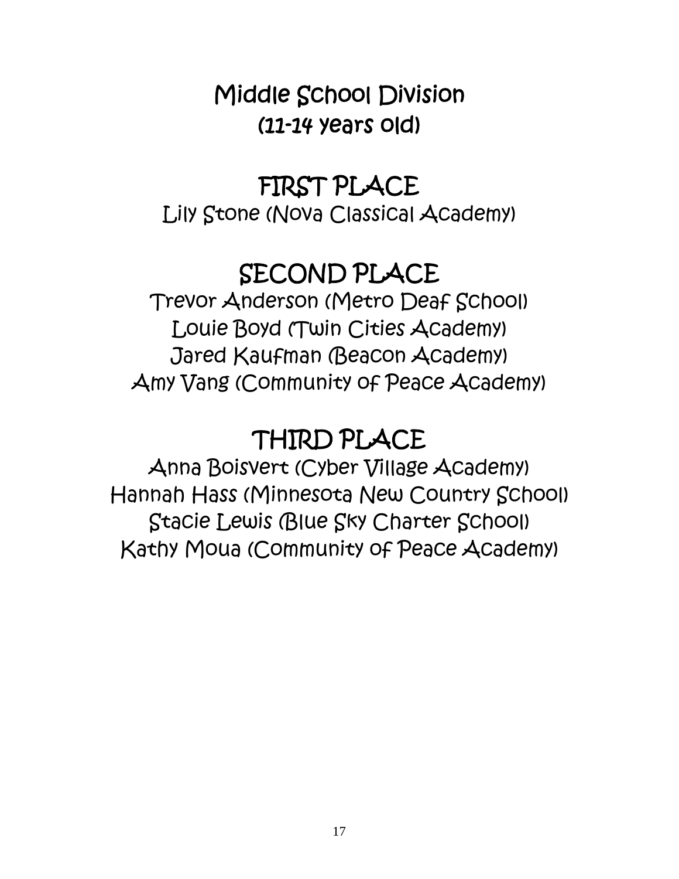# Middle School Division
## (11-14 years old)

## FIRST PLACE

Lily Stone (Nova Classical Academy)

## SECOND PLACE

Trevor Anderson (Metro Deaf School)
Louie Boyd (Twin Cities Academy)
Jared Kaufman (Beacon Academy)
Amy Vang (Community of Peace Academy)

## THIRD PLACE

Anna Boisvert (Cyber Village Academy)
Hannah Hass (Minnesota New Country School)
Stacie Lewis (Blue Sky Charter School)
Kathy Moua (Community of Peace Academy)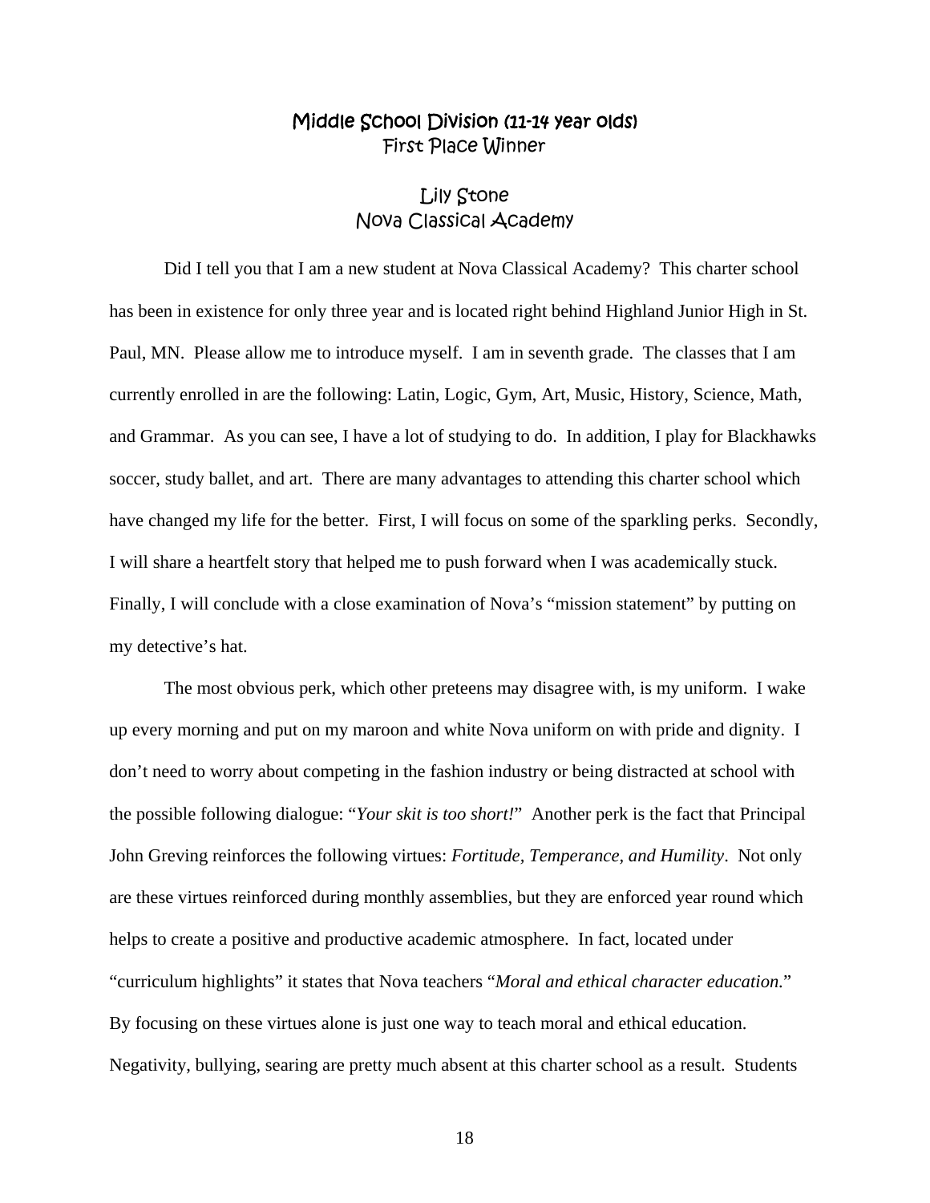## Middle School Division (11-14 year olds)
## First Place Winner

### Lily Stone
### Nova Classical Academy

Did I tell you that I am a new student at Nova Classical Academy? This charter school has been in existence for only three year and is located right behind Highland Junior High in St. Paul, MN. Please allow me to introduce myself. I am in seventh grade. The classes that I am currently enrolled in are the following: Latin, Logic, Gym, Art, Music, History, Science, Math, and Grammar. As you can see, I have a lot of studying to do. In addition, I play for Blackhawks soccer, study ballet, and art. There are many advantages to attending this charter school which have changed my life for the better. First, I will focus on some of the sparkling perks. Secondly, I will share a heartfelt story that helped me to push forward when I was academically stuck. Finally, I will conclude with a close examination of Nova's "mission statement" by putting on my detective's hat.

The most obvious perk, which other preteens may disagree with, is my uniform. I wake up every morning and put on my maroon and white Nova uniform on with pride and dignity. I don't need to worry about competing in the fashion industry or being distracted at school with the possible following dialogue: "*Your skit is too short!*" Another perk is the fact that Principal John Greving reinforces the following virtues: *Fortitude, Temperance, and Humility*. Not only are these virtues reinforced during monthly assemblies, but they are enforced year round which helps to create a positive and productive academic atmosphere. In fact, located under "curriculum highlights" it states that Nova teachers "*Moral and ethical character education.*" By focusing on these virtues alone is just one way to teach moral and ethical education. Negativity, bullying, searing are pretty much absent at this charter school as a result. Students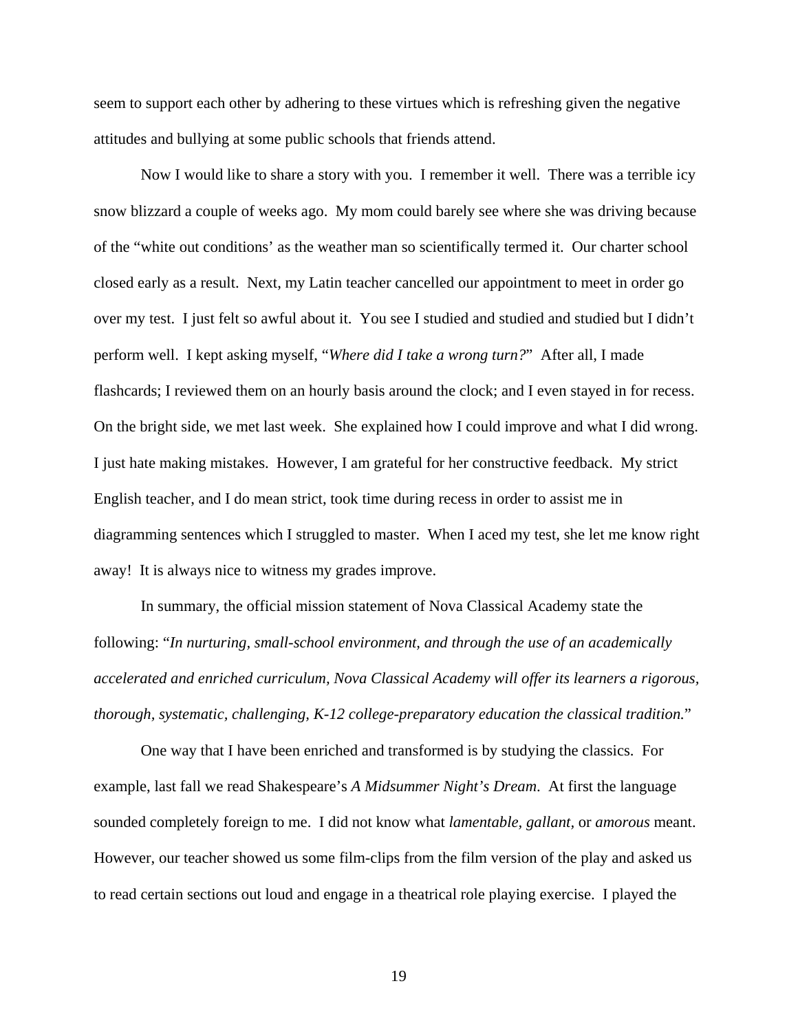seem to support each other by adhering to these virtues which is refreshing given the negative attitudes and bullying at some public schools that friends attend.

Now I would like to share a story with you. I remember it well. There was a terrible icy snow blizzard a couple of weeks ago. My mom could barely see where she was driving because of the "white out conditions' as the weather man so scientifically termed it. Our charter school closed early as a result. Next, my Latin teacher cancelled our appointment to meet in order go over my test. I just felt so awful about it. You see I studied and studied and studied but I didn't perform well. I kept asking myself, "*Where did I take a wrong turn?*" After all, I made flashcards; I reviewed them on an hourly basis around the clock; and I even stayed in for recess. On the bright side, we met last week. She explained how I could improve and what I did wrong. I just hate making mistakes. However, I am grateful for her constructive feedback. My strict English teacher, and I do mean strict, took time during recess in order to assist me in diagramming sentences which I struggled to master. When I aced my test, she let me know right away! It is always nice to witness my grades improve.

In summary, the official mission statement of Nova Classical Academy state the following: "*In nurturing, small-school environment, and through the use of an academically accelerated and enriched curriculum, Nova Classical Academy will offer its learners a rigorous, thorough, systematic, challenging, K-12 college-preparatory education the classical tradition.*"

One way that I have been enriched and transformed is by studying the classics. For example, last fall we read Shakespeare's *A Midsummer Night's Dream*. At first the language sounded completely foreign to me. I did not know what *lamentable, gallant*, or *amorous* meant. However, our teacher showed us some film-clips from the film version of the play and asked us to read certain sections out loud and engage in a theatrical role playing exercise. I played the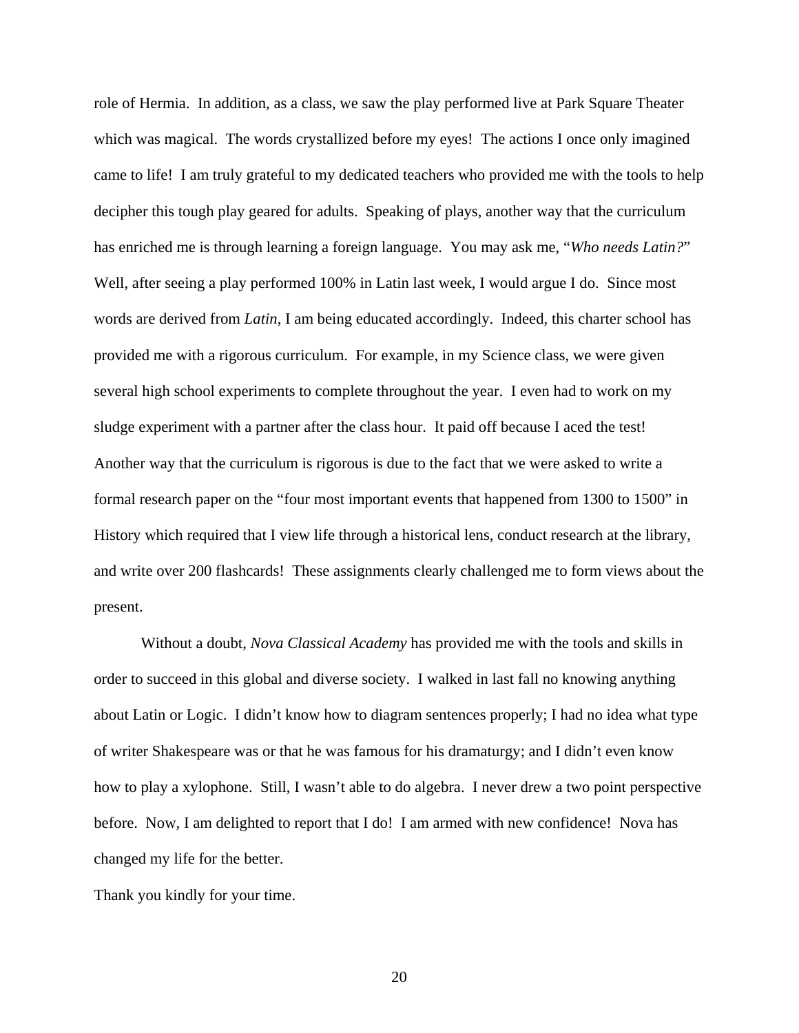role of Hermia. In addition, as a class, we saw the play performed live at Park Square Theater which was magical. The words crystallized before my eyes! The actions I once only imagined came to life! I am truly grateful to my dedicated teachers who provided me with the tools to help decipher this tough play geared for adults. Speaking of plays, another way that the curriculum has enriched me is through learning a foreign language. You may ask me, "*Who needs Latin?*" Well, after seeing a play performed 100% in Latin last week, I would argue I do. Since most words are derived from *Latin*, I am being educated accordingly. Indeed, this charter school has provided me with a rigorous curriculum. For example, in my Science class, we were given several high school experiments to complete throughout the year. I even had to work on my sludge experiment with a partner after the class hour. It paid off because I aced the test! Another way that the curriculum is rigorous is due to the fact that we were asked to write a formal research paper on the "four most important events that happened from 1300 to 1500" in History which required that I view life through a historical lens, conduct research at the library, and write over 200 flashcards! These assignments clearly challenged me to form views about the present.

Without a doubt, *Nova Classical Academy* has provided me with the tools and skills in order to succeed in this global and diverse society. I walked in last fall no knowing anything about Latin or Logic. I didn't know how to diagram sentences properly; I had no idea what type of writer Shakespeare was or that he was famous for his dramaturgy; and I didn't even know how to play a xylophone. Still, I wasn't able to do algebra. I never drew a two point perspective before. Now, I am delighted to report that I do! I am armed with new confidence! Nova has changed my life for the better.

Thank you kindly for your time.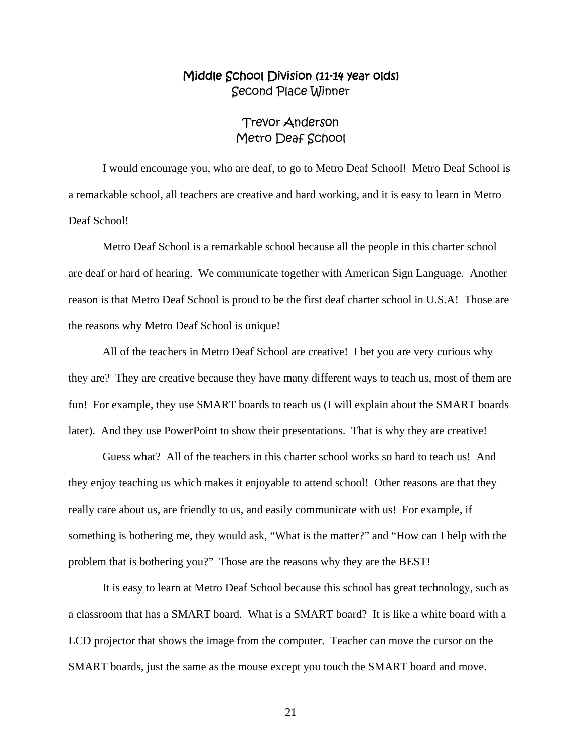## Middle School Division (11-14 year olds)
Second Place Winner

### Trevor Anderson
Metro Deaf School

I would encourage you, who are deaf, to go to Metro Deaf School! Metro Deaf School is a remarkable school, all teachers are creative and hard working, and it is easy to learn in Metro Deaf School!

Metro Deaf School is a remarkable school because all the people in this charter school are deaf or hard of hearing. We communicate together with American Sign Language. Another reason is that Metro Deaf School is proud to be the first deaf charter school in U.S.A! Those are the reasons why Metro Deaf School is unique!

All of the teachers in Metro Deaf School are creative! I bet you are very curious why they are? They are creative because they have many different ways to teach us, most of them are fun! For example, they use SMART boards to teach us (I will explain about the SMART boards later). And they use PowerPoint to show their presentations. That is why they are creative!

Guess what? All of the teachers in this charter school works so hard to teach us! And they enjoy teaching us which makes it enjoyable to attend school! Other reasons are that they really care about us, are friendly to us, and easily communicate with us! For example, if something is bothering me, they would ask, "What is the matter?" and "How can I help with the problem that is bothering you?" Those are the reasons why they are the BEST!

It is easy to learn at Metro Deaf School because this school has great technology, such as a classroom that has a SMART board. What is a SMART board? It is like a white board with a LCD projector that shows the image from the computer. Teacher can move the cursor on the SMART boards, just the same as the mouse except you touch the SMART board and move.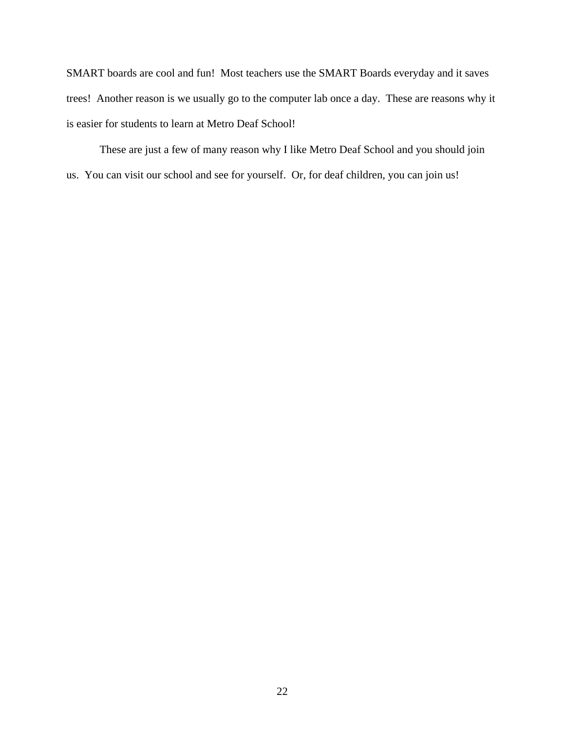SMART boards are cool and fun!  Most teachers use the SMART Boards everyday and it saves trees!  Another reason is we usually go to the computer lab once a day.  These are reasons why it is easier for students to learn at Metro Deaf School!

These are just a few of many reason why I like Metro Deaf School and you should join us.  You can visit our school and see for yourself.  Or, for deaf children, you can join us!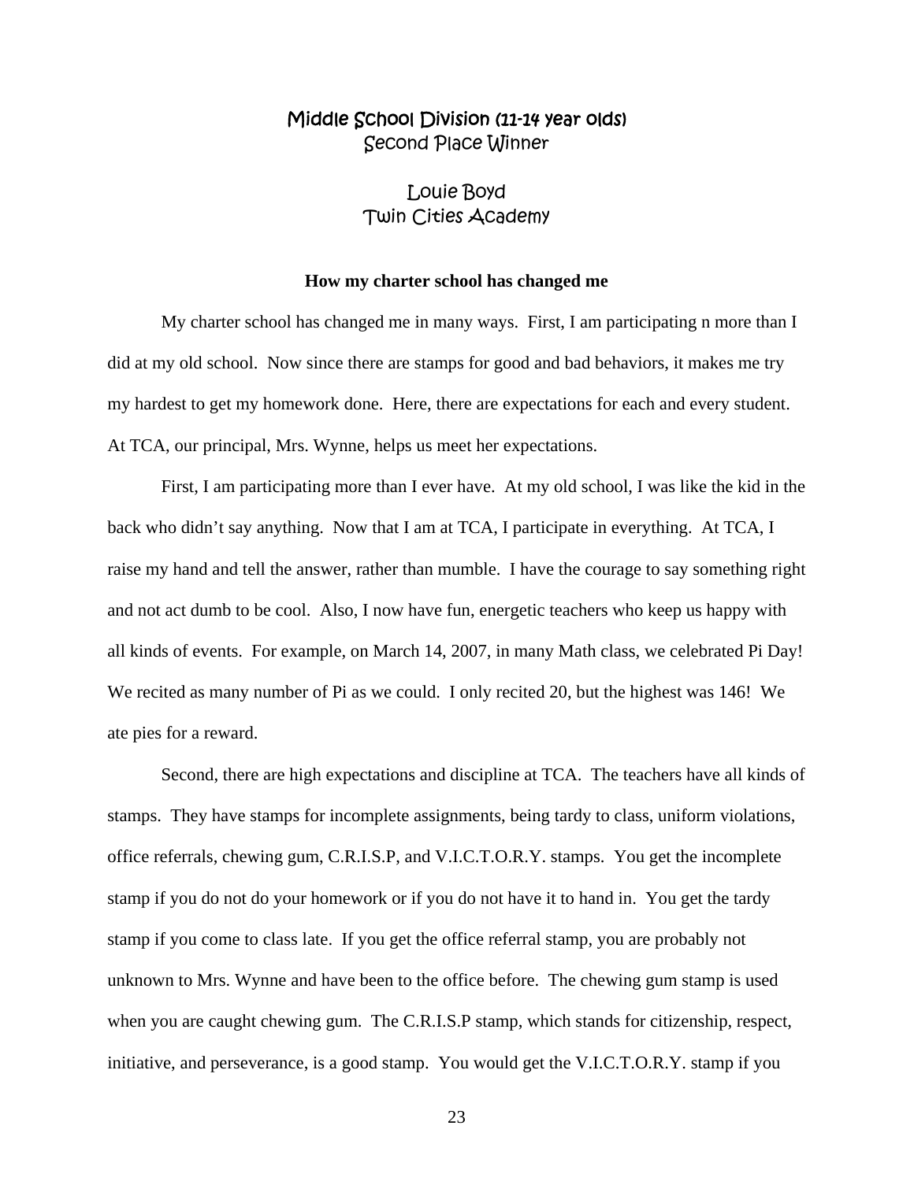## Middle School Division (11-14 year olds)

Second Place Winner

Louie Boyd
Twin Cities Academy

**How my charter school has changed me**

My charter school has changed me in many ways. First, I am participating n more than I did at my old school. Now since there are stamps for good and bad behaviors, it makes me try my hardest to get my homework done. Here, there are expectations for each and every student. At TCA, our principal, Mrs. Wynne, helps us meet her expectations.

First, I am participating more than I ever have. At my old school, I was like the kid in the back who didn't say anything. Now that I am at TCA, I participate in everything. At TCA, I raise my hand and tell the answer, rather than mumble. I have the courage to say something right and not act dumb to be cool. Also, I now have fun, energetic teachers who keep us happy with all kinds of events. For example, on March 14, 2007, in many Math class, we celebrated Pi Day! We recited as many number of Pi as we could. I only recited 20, but the highest was 146! We ate pies for a reward.

Second, there are high expectations and discipline at TCA. The teachers have all kinds of stamps. They have stamps for incomplete assignments, being tardy to class, uniform violations, office referrals, chewing gum, C.R.I.S.P, and V.I.C.T.O.R.Y. stamps. You get the incomplete stamp if you do not do your homework or if you do not have it to hand in. You get the tardy stamp if you come to class late. If you get the office referral stamp, you are probably not unknown to Mrs. Wynne and have been to the office before. The chewing gum stamp is used when you are caught chewing gum. The C.R.I.S.P stamp, which stands for citizenship, respect, initiative, and perseverance, is a good stamp. You would get the V.I.C.T.O.R.Y. stamp if you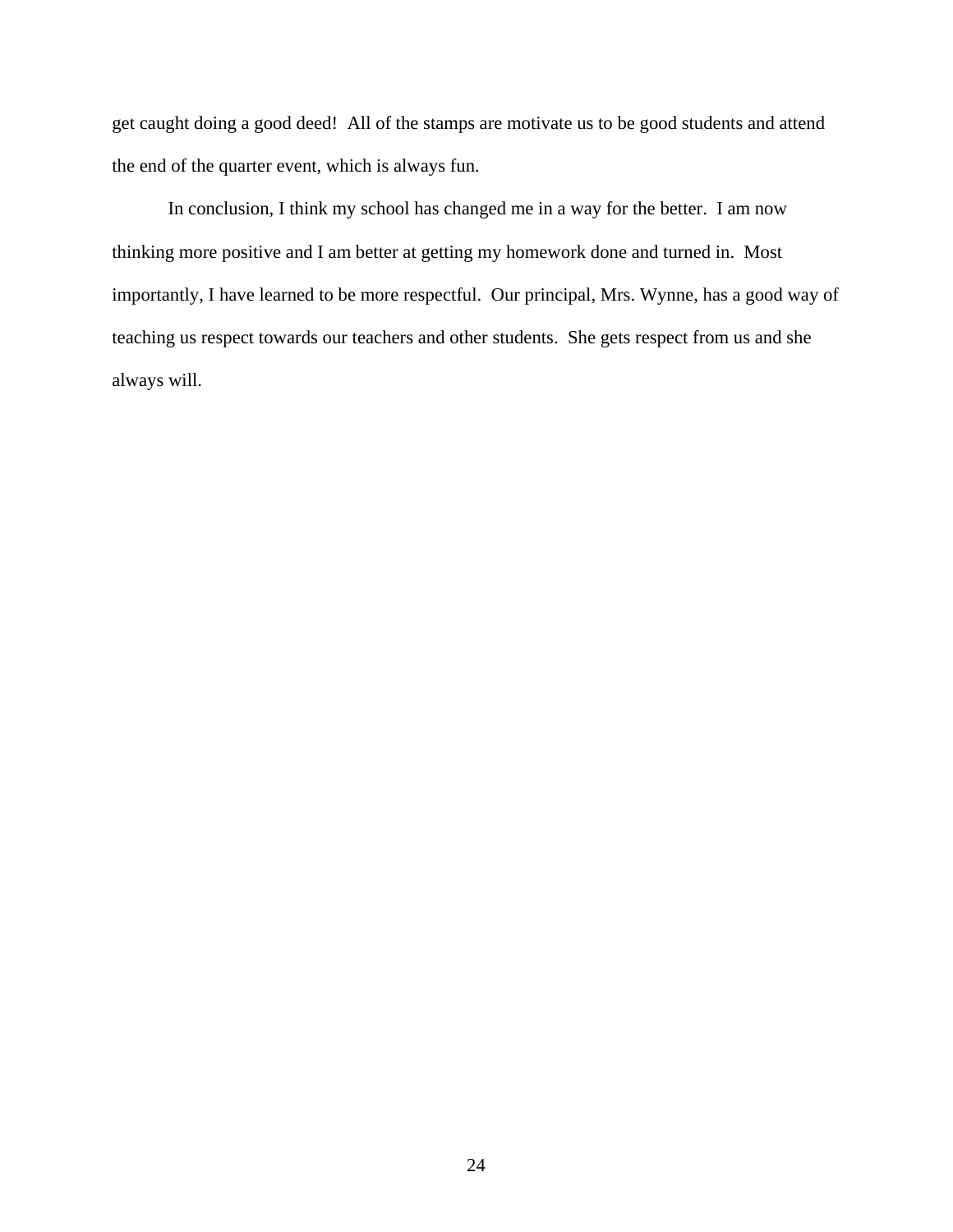get caught doing a good deed!  All of the stamps are motivate us to be good students and attend the end of the quarter event, which is always fun.

In conclusion, I think my school has changed me in a way for the better.  I am now thinking more positive and I am better at getting my homework done and turned in.  Most importantly, I have learned to be more respectful.  Our principal, Mrs. Wynne, has a good way of teaching us respect towards our teachers and other students.  She gets respect from us and she always will.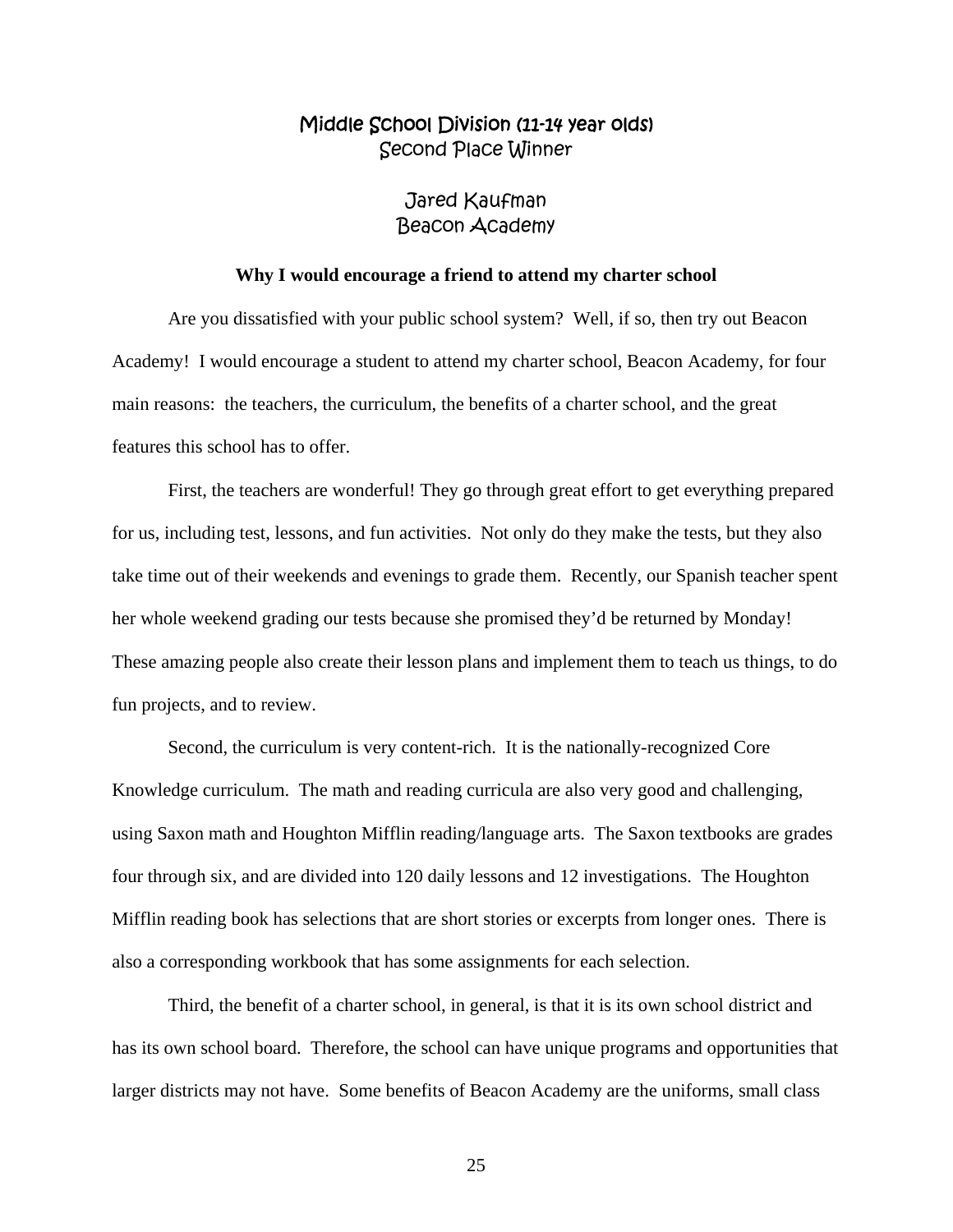## Middle School Division (11-14 year olds)
Second Place Winner

Jared Kaufman
Beacon Academy

**Why I would encourage a friend to attend my charter school**

Are you dissatisfied with your public school system? Well, if so, then try out Beacon Academy! I would encourage a student to attend my charter school, Beacon Academy, for four main reasons: the teachers, the curriculum, the benefits of a charter school, and the great features this school has to offer.

First, the teachers are wonderful! They go through great effort to get everything prepared for us, including test, lessons, and fun activities. Not only do they make the tests, but they also take time out of their weekends and evenings to grade them. Recently, our Spanish teacher spent her whole weekend grading our tests because she promised they'd be returned by Monday! These amazing people also create their lesson plans and implement them to teach us things, to do fun projects, and to review.

Second, the curriculum is very content-rich. It is the nationally-recognized Core Knowledge curriculum. The math and reading curricula are also very good and challenging, using Saxon math and Houghton Mifflin reading/language arts. The Saxon textbooks are grades four through six, and are divided into 120 daily lessons and 12 investigations. The Houghton Mifflin reading book has selections that are short stories or excerpts from longer ones. There is also a corresponding workbook that has some assignments for each selection.

Third, the benefit of a charter school, in general, is that it is its own school district and has its own school board. Therefore, the school can have unique programs and opportunities that larger districts may not have. Some benefits of Beacon Academy are the uniforms, small class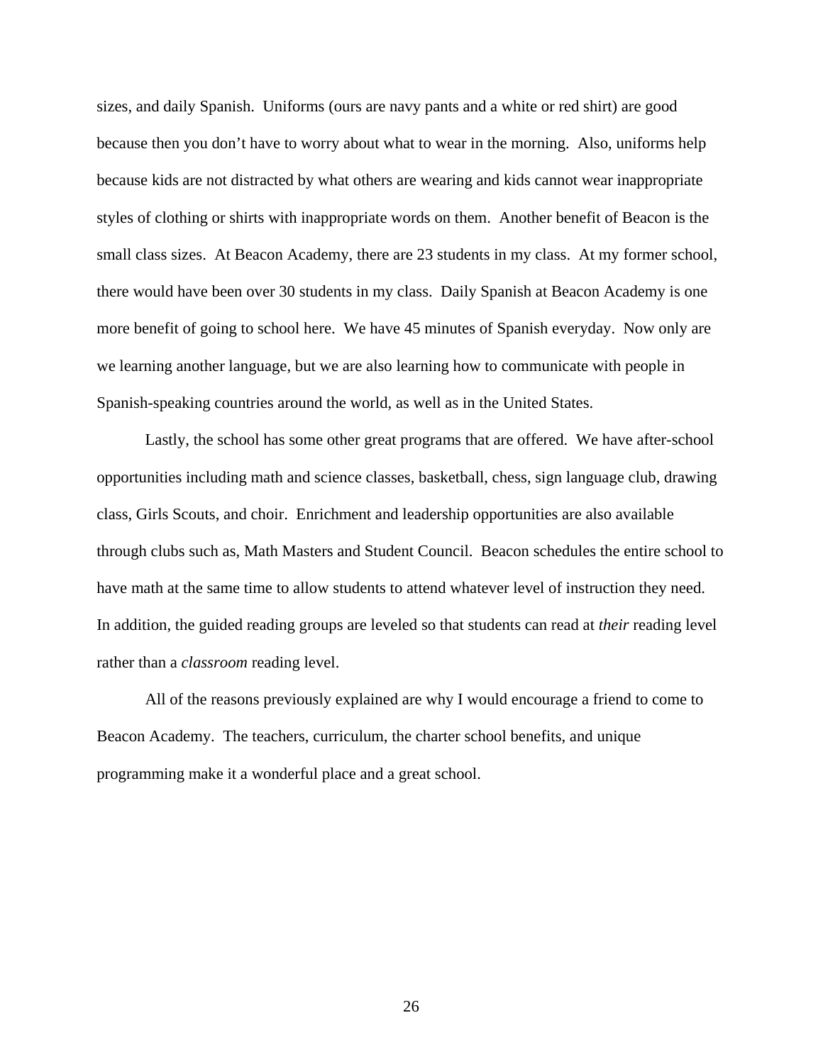sizes, and daily Spanish.  Uniforms (ours are navy pants and a white or red shirt) are good because then you don't have to worry about what to wear in the morning.  Also, uniforms help because kids are not distracted by what others are wearing and kids cannot wear inappropriate styles of clothing or shirts with inappropriate words on them.  Another benefit of Beacon is the small class sizes.  At Beacon Academy, there are 23 students in my class.  At my former school, there would have been over 30 students in my class.  Daily Spanish at Beacon Academy is one more benefit of going to school here.  We have 45 minutes of Spanish everyday.  Now only are we learning another language, but we are also learning how to communicate with people in Spanish-speaking countries around the world, as well as in the United States.

Lastly, the school has some other great programs that are offered.  We have after-school opportunities including math and science classes, basketball, chess, sign language club, drawing class, Girls Scouts, and choir.  Enrichment and leadership opportunities are also available through clubs such as, Math Masters and Student Council.  Beacon schedules the entire school to have math at the same time to allow students to attend whatever level of instruction they need.  In addition, the guided reading groups are leveled so that students can read at *their* reading level rather than a *classroom* reading level.

All of the reasons previously explained are why I would encourage a friend to come to Beacon Academy.  The teachers, curriculum, the charter school benefits, and unique programming make it a wonderful place and a great school.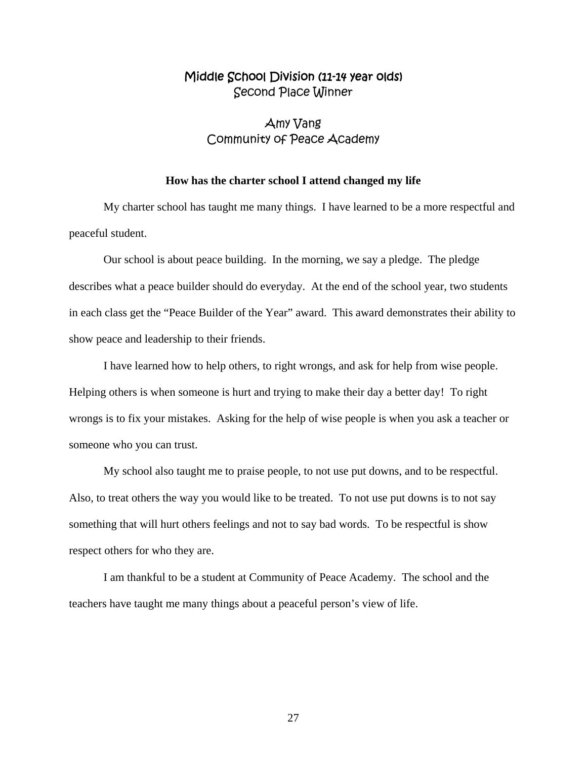## Middle School Division (11-14 year olds)
## Second Place Winner

## Amy Vang
## Community of Peace Academy

**How has the charter school I attend changed my life**

My charter school has taught me many things. I have learned to be a more respectful and peaceful student.

Our school is about peace building. In the morning, we say a pledge. The pledge describes what a peace builder should do everyday. At the end of the school year, two students in each class get the "Peace Builder of the Year" award. This award demonstrates their ability to show peace and leadership to their friends.

I have learned how to help others, to right wrongs, and ask for help from wise people. Helping others is when someone is hurt and trying to make their day a better day! To right wrongs is to fix your mistakes. Asking for the help of wise people is when you ask a teacher or someone who you can trust.

My school also taught me to praise people, to not use put downs, and to be respectful. Also, to treat others the way you would like to be treated. To not use put downs is to not say something that will hurt others feelings and not to say bad words. To be respectful is show respect others for who they are.

I am thankful to be a student at Community of Peace Academy. The school and the teachers have taught me many things about a peaceful person's view of life.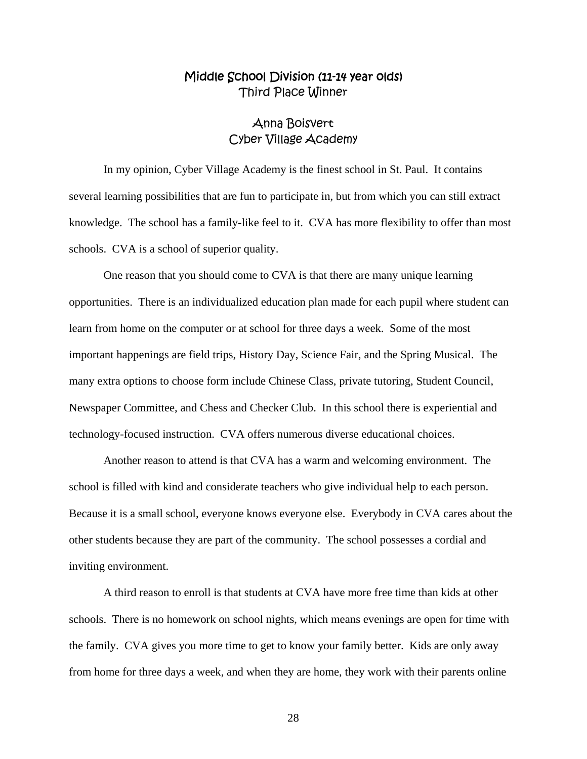## Middle School Division (11-14 year olds)
### Third Place Winner

### Anna Boisvert
### Cyber Village Academy

In my opinion, Cyber Village Academy is the finest school in St. Paul. It contains several learning possibilities that are fun to participate in, but from which you can still extract knowledge. The school has a family-like feel to it. CVA has more flexibility to offer than most schools. CVA is a school of superior quality.

One reason that you should come to CVA is that there are many unique learning opportunities. There is an individualized education plan made for each pupil where student can learn from home on the computer or at school for three days a week. Some of the most important happenings are field trips, History Day, Science Fair, and the Spring Musical. The many extra options to choose form include Chinese Class, private tutoring, Student Council, Newspaper Committee, and Chess and Checker Club. In this school there is experiential and technology-focused instruction. CVA offers numerous diverse educational choices.

Another reason to attend is that CVA has a warm and welcoming environment. The school is filled with kind and considerate teachers who give individual help to each person. Because it is a small school, everyone knows everyone else. Everybody in CVA cares about the other students because they are part of the community. The school possesses a cordial and inviting environment.

A third reason to enroll is that students at CVA have more free time than kids at other schools. There is no homework on school nights, which means evenings are open for time with the family. CVA gives you more time to get to know your family better. Kids are only away from home for three days a week, and when they are home, they work with their parents online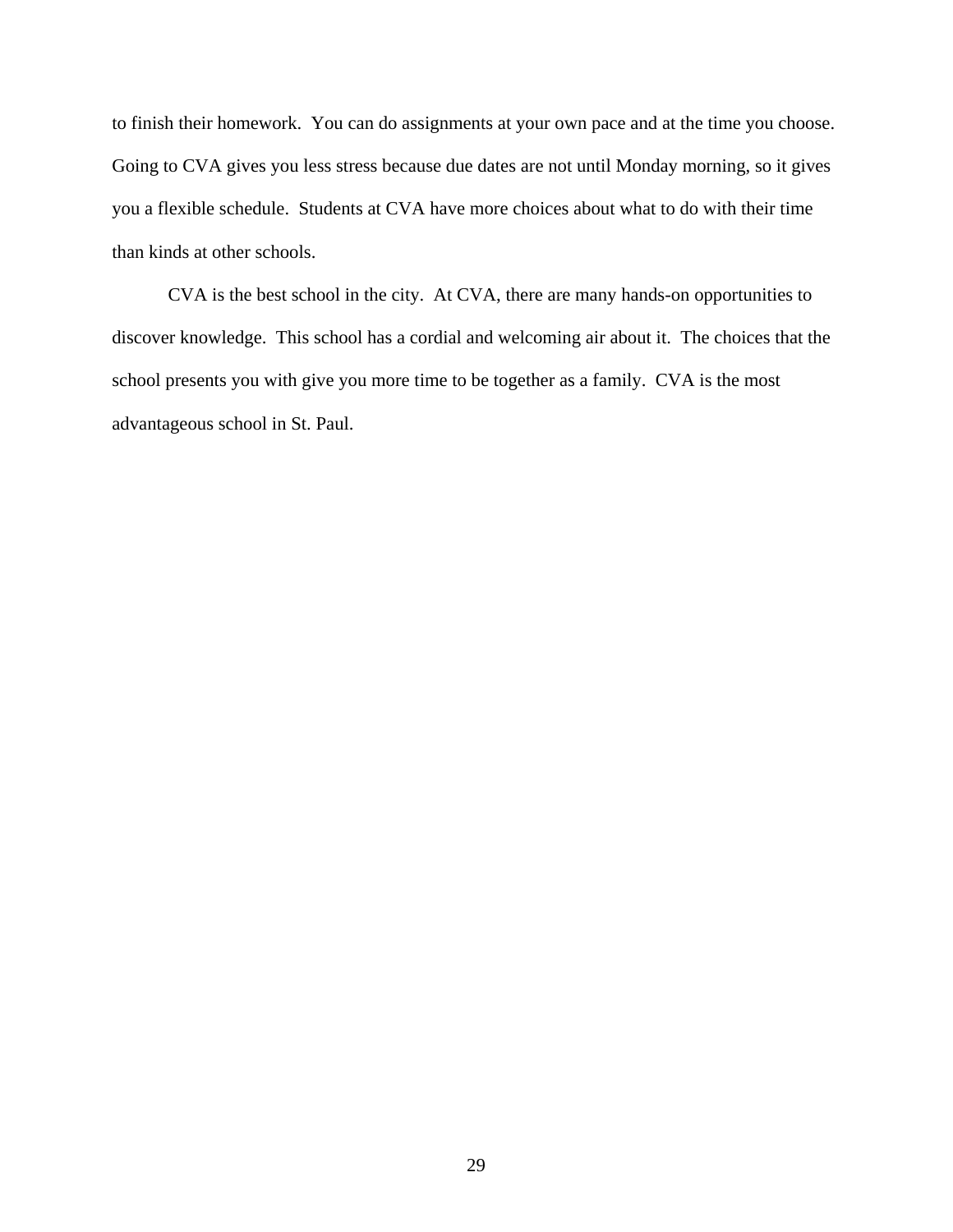to finish their homework. You can do assignments at your own pace and at the time you choose. Going to CVA gives you less stress because due dates are not until Monday morning, so it gives you a flexible schedule. Students at CVA have more choices about what to do with their time than kinds at other schools.

CVA is the best school in the city. At CVA, there are many hands-on opportunities to discover knowledge. This school has a cordial and welcoming air about it. The choices that the school presents you with give you more time to be together as a family. CVA is the most advantageous school in St. Paul.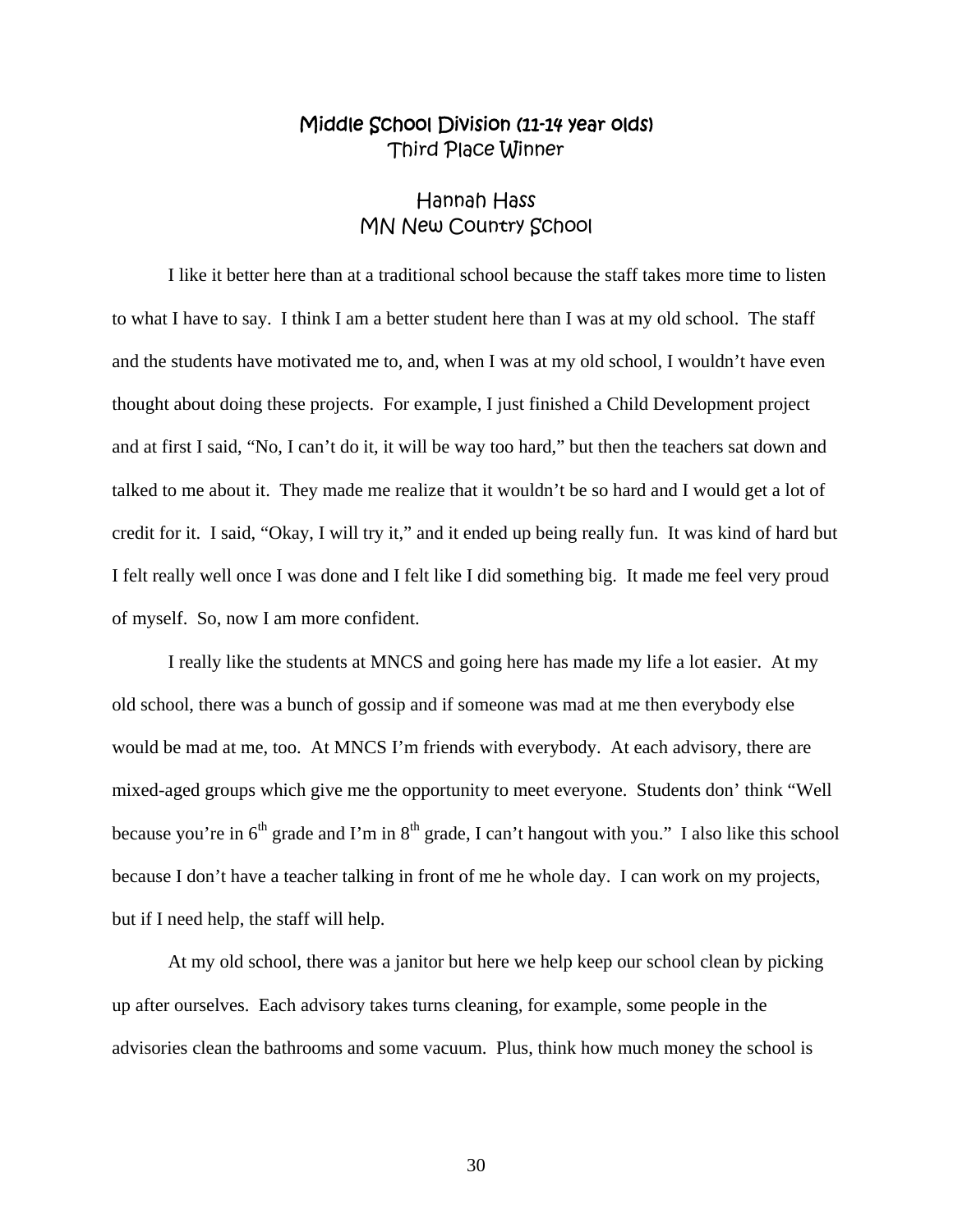## Middle School Division (11-14 year olds)
Third Place Winner

### Hannah Hass
MN New Country School

I like it better here than at a traditional school because the staff takes more time to listen to what I have to say. I think I am a better student here than I was at my old school. The staff and the students have motivated me to, and, when I was at my old school, I wouldn't have even thought about doing these projects. For example, I just finished a Child Development project and at first I said, "No, I can't do it, it will be way too hard," but then the teachers sat down and talked to me about it. They made me realize that it wouldn't be so hard and I would get a lot of credit for it. I said, "Okay, I will try it," and it ended up being really fun. It was kind of hard but I felt really well once I was done and I felt like I did something big. It made me feel very proud of myself. So, now I am more confident.

I really like the students at MNCS and going here has made my life a lot easier. At my old school, there was a bunch of gossip and if someone was mad at me then everybody else would be mad at me, too. At MNCS I'm friends with everybody. At each advisory, there are mixed-aged groups which give me the opportunity to meet everyone. Students don' think "Well because you're in 6th grade and I'm in 8th grade, I can't hangout with you." I also like this school because I don't have a teacher talking in front of me he whole day. I can work on my projects, but if I need help, the staff will help.

At my old school, there was a janitor but here we help keep our school clean by picking up after ourselves. Each advisory takes turns cleaning, for example, some people in the advisories clean the bathrooms and some vacuum. Plus, think how much money the school is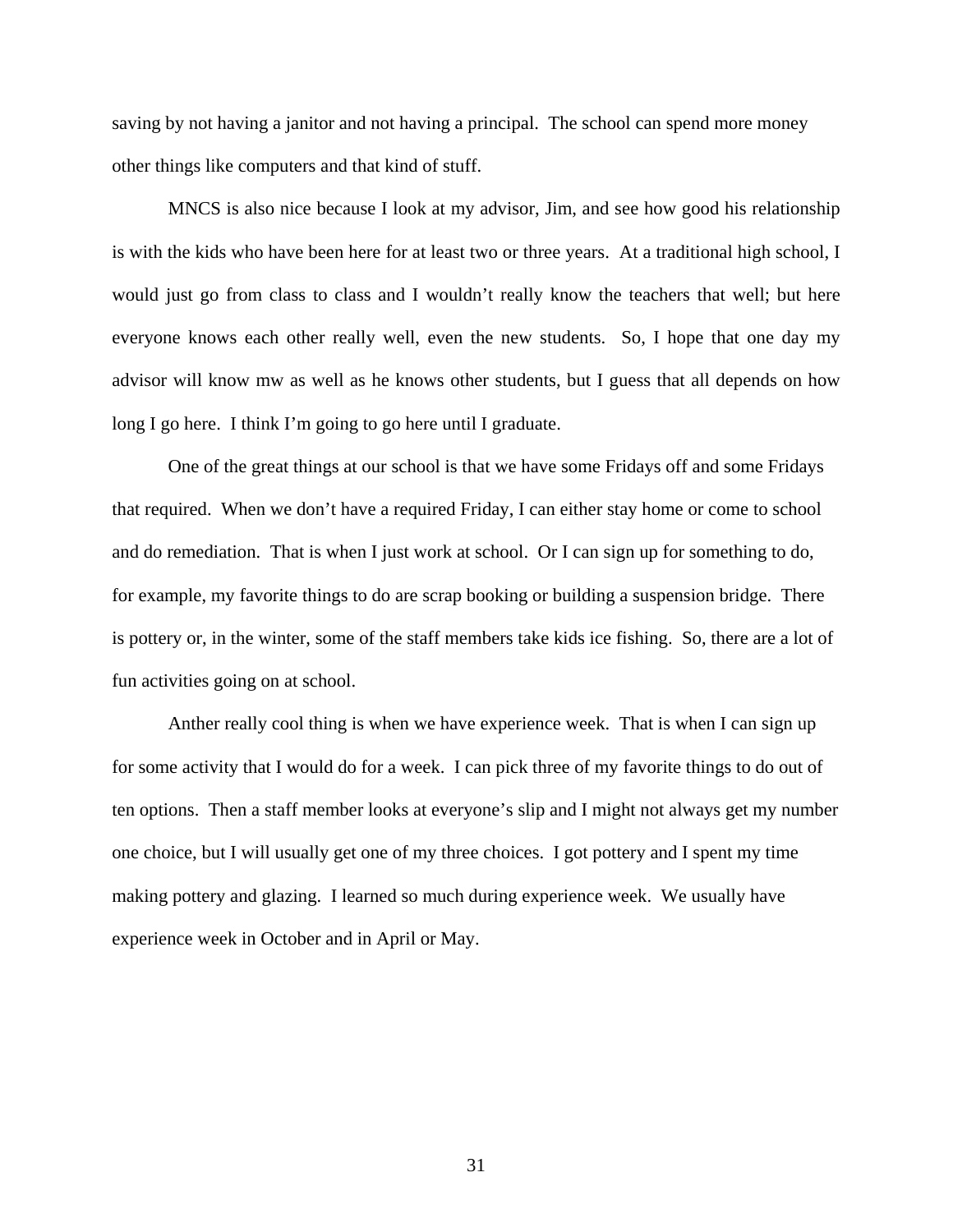saving by not having a janitor and not having a principal. The school can spend more money other things like computers and that kind of stuff.

MNCS is also nice because I look at my advisor, Jim, and see how good his relationship is with the kids who have been here for at least two or three years. At a traditional high school, I would just go from class to class and I wouldn't really know the teachers that well; but here everyone knows each other really well, even the new students. So, I hope that one day my advisor will know mw as well as he knows other students, but I guess that all depends on how long I go here. I think I'm going to go here until I graduate.

One of the great things at our school is that we have some Fridays off and some Fridays that required. When we don't have a required Friday, I can either stay home or come to school and do remediation. That is when I just work at school. Or I can sign up for something to do, for example, my favorite things to do are scrap booking or building a suspension bridge. There is pottery or, in the winter, some of the staff members take kids ice fishing. So, there are a lot of fun activities going on at school.

Anther really cool thing is when we have experience week. That is when I can sign up for some activity that I would do for a week. I can pick three of my favorite things to do out of ten options. Then a staff member looks at everyone's slip and I might not always get my number one choice, but I will usually get one of my three choices. I got pottery and I spent my time making pottery and glazing. I learned so much during experience week. We usually have experience week in October and in April or May.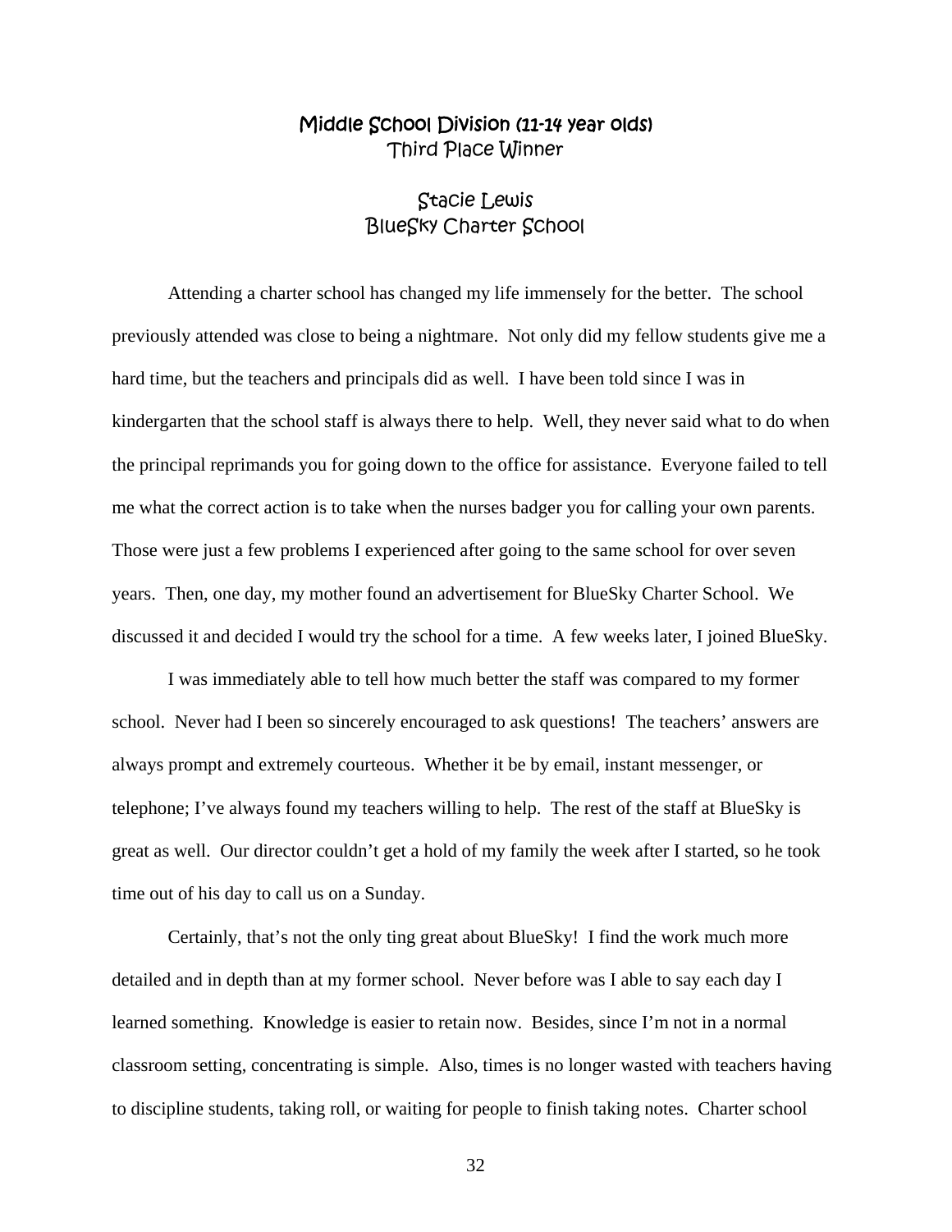## Middle School Division (11-14 year olds)
Third Place Winner

### Stacie Lewis
BlueSky Charter School

Attending a charter school has changed my life immensely for the better. The school previously attended was close to being a nightmare. Not only did my fellow students give me a hard time, but the teachers and principals did as well. I have been told since I was in kindergarten that the school staff is always there to help. Well, they never said what to do when the principal reprimands you for going down to the office for assistance. Everyone failed to tell me what the correct action is to take when the nurses badger you for calling your own parents. Those were just a few problems I experienced after going to the same school for over seven years. Then, one day, my mother found an advertisement for BlueSky Charter School. We discussed it and decided I would try the school for a time. A few weeks later, I joined BlueSky.

I was immediately able to tell how much better the staff was compared to my former school. Never had I been so sincerely encouraged to ask questions! The teachers' answers are always prompt and extremely courteous. Whether it be by email, instant messenger, or telephone; I've always found my teachers willing to help. The rest of the staff at BlueSky is great as well. Our director couldn't get a hold of my family the week after I started, so he took time out of his day to call us on a Sunday.

Certainly, that's not the only ting great about BlueSky! I find the work much more detailed and in depth than at my former school. Never before was I able to say each day I learned something. Knowledge is easier to retain now. Besides, since I'm not in a normal classroom setting, concentrating is simple. Also, times is no longer wasted with teachers having to discipline students, taking roll, or waiting for people to finish taking notes. Charter school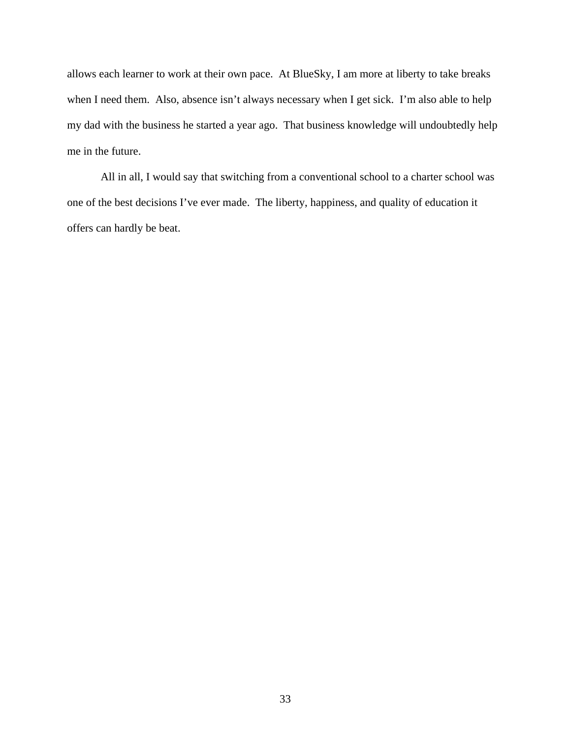allows each learner to work at their own pace. At BlueSky, I am more at liberty to take breaks when I need them. Also, absence isn't always necessary when I get sick. I'm also able to help my dad with the business he started a year ago. That business knowledge will undoubtedly help me in the future.

All in all, I would say that switching from a conventional school to a charter school was one of the best decisions I've ever made. The liberty, happiness, and quality of education it offers can hardly be beat.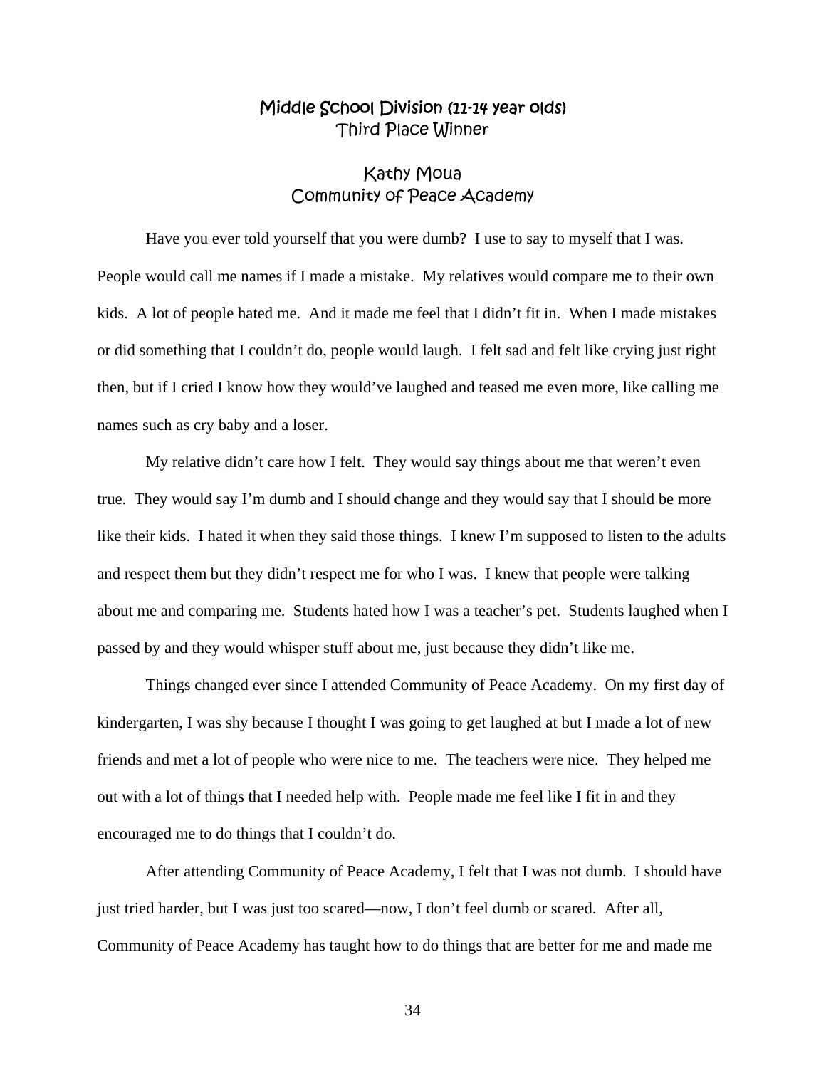## Middle School Division (11-14 year olds)
Third Place Winner

## Kathy Moua
Community of Peace Academy

Have you ever told yourself that you were dumb? I use to say to myself that I was. People would call me names if I made a mistake. My relatives would compare me to their own kids. A lot of people hated me. And it made me feel that I didn't fit in. When I made mistakes or did something that I couldn't do, people would laugh. I felt sad and felt like crying just right then, but if I cried I know how they would've laughed and teased me even more, like calling me names such as cry baby and a loser.

My relative didn't care how I felt. They would say things about me that weren't even true. They would say I'm dumb and I should change and they would say that I should be more like their kids. I hated it when they said those things. I knew I'm supposed to listen to the adults and respect them but they didn't respect me for who I was. I knew that people were talking about me and comparing me. Students hated how I was a teacher's pet. Students laughed when I passed by and they would whisper stuff about me, just because they didn't like me.

Things changed ever since I attended Community of Peace Academy. On my first day of kindergarten, I was shy because I thought I was going to get laughed at but I made a lot of new friends and met a lot of people who were nice to me. The teachers were nice. They helped me out with a lot of things that I needed help with. People made me feel like I fit in and they encouraged me to do things that I couldn't do.

After attending Community of Peace Academy, I felt that I was not dumb. I should have just tried harder, but I was just too scared—now, I don't feel dumb or scared. After all, Community of Peace Academy has taught how to do things that are better for me and made me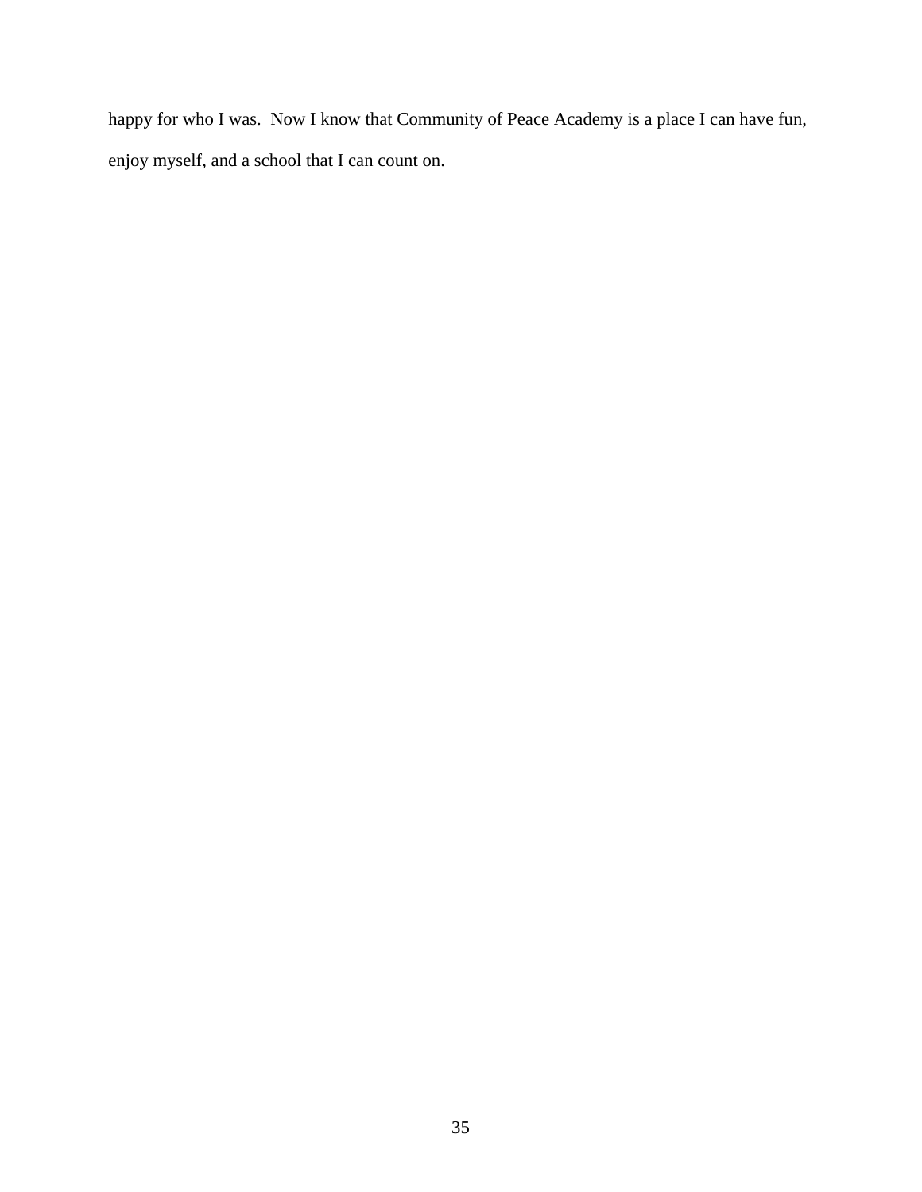happy for who I was.  Now I know that Community of Peace Academy is a place I can have fun, enjoy myself, and a school that I can count on.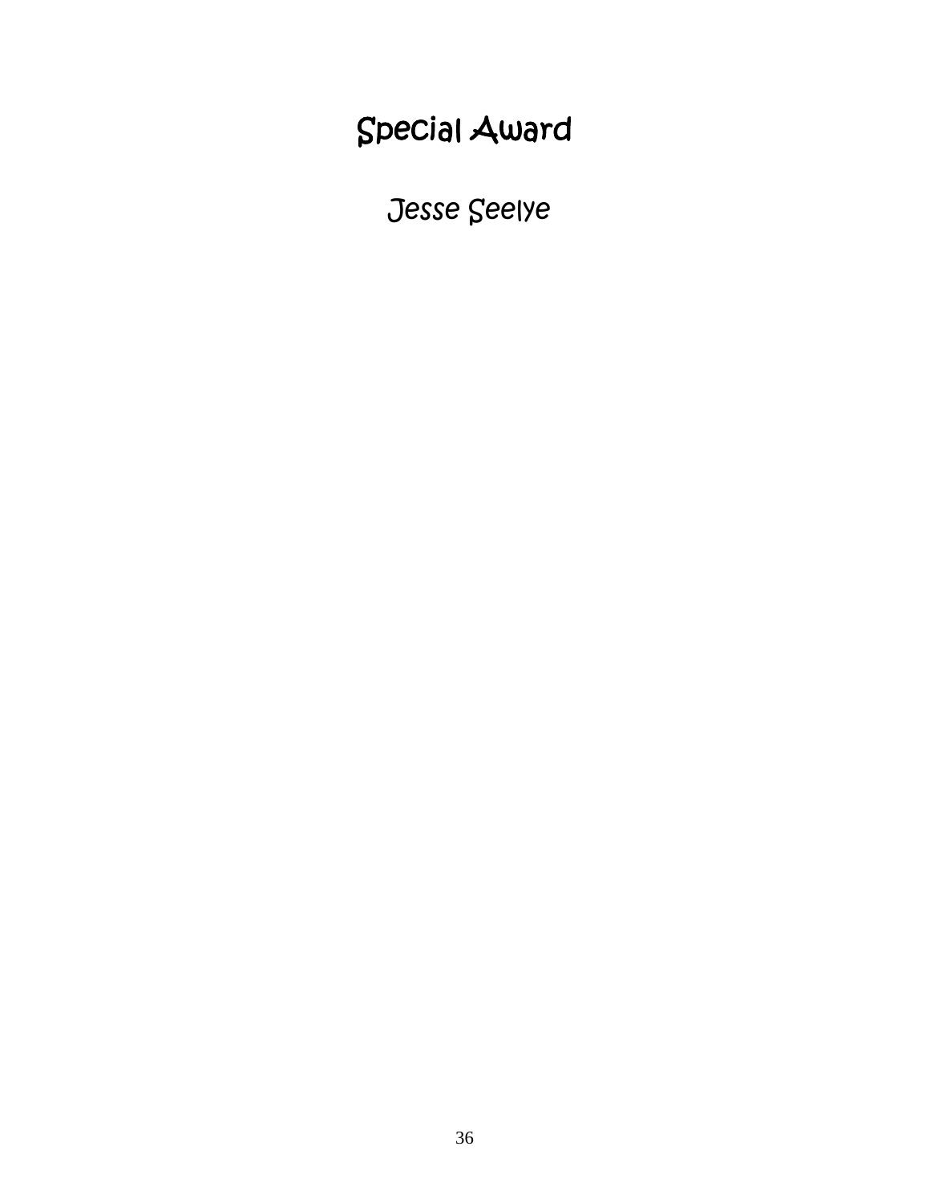# Special Award

Jesse Seelye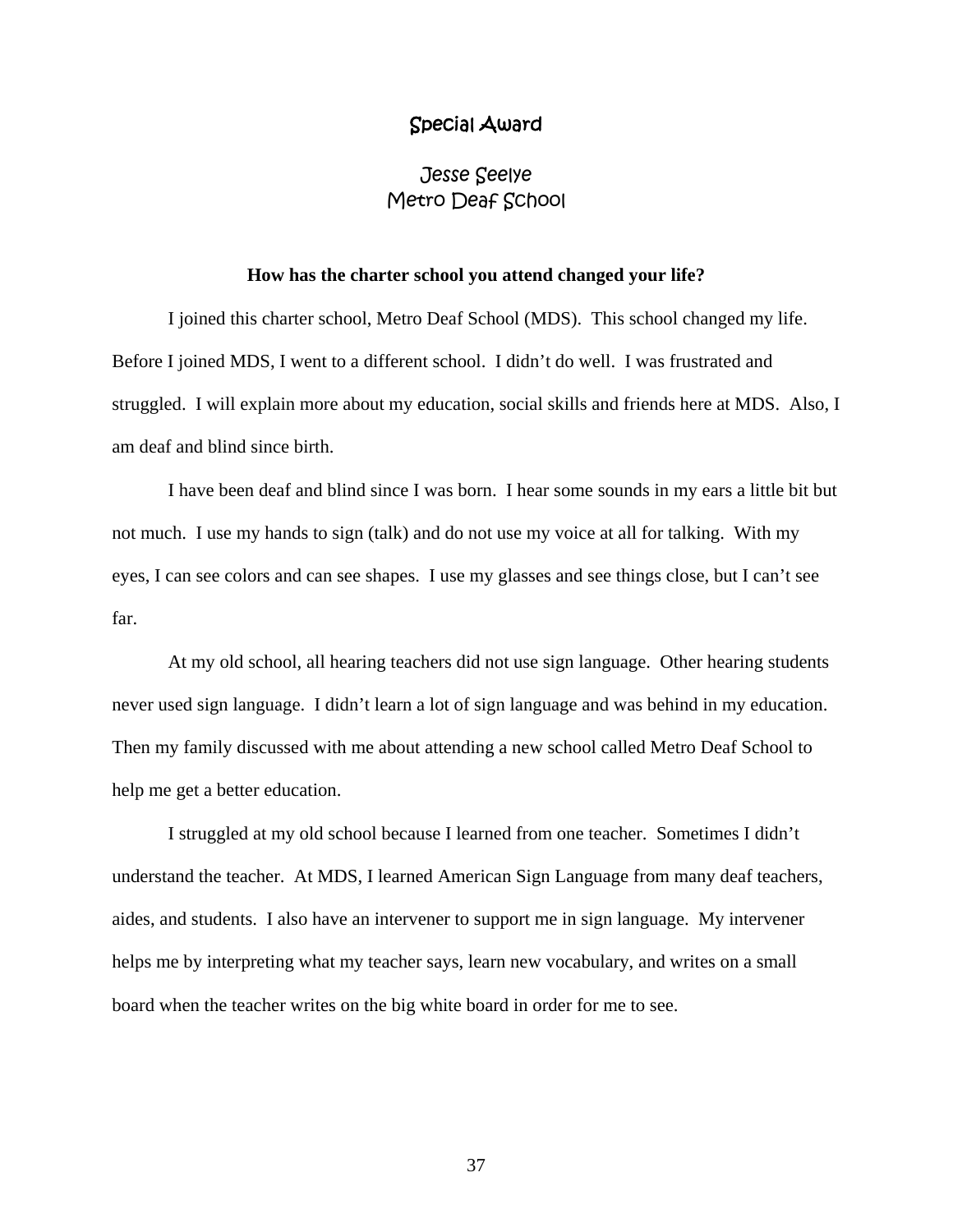# Special Award

## Jesse Seelye
## Metro Deaf School

**How has the charter school you attend changed your life?**

I joined this charter school, Metro Deaf School (MDS). This school changed my life. Before I joined MDS, I went to a different school. I didn't do well. I was frustrated and struggled. I will explain more about my education, social skills and friends here at MDS. Also, I am deaf and blind since birth.

I have been deaf and blind since I was born. I hear some sounds in my ears a little bit but not much. I use my hands to sign (talk) and do not use my voice at all for talking. With my eyes, I can see colors and can see shapes. I use my glasses and see things close, but I can't see far.

At my old school, all hearing teachers did not use sign language. Other hearing students never used sign language. I didn't learn a lot of sign language and was behind in my education. Then my family discussed with me about attending a new school called Metro Deaf School to help me get a better education.

I struggled at my old school because I learned from one teacher. Sometimes I didn't understand the teacher. At MDS, I learned American Sign Language from many deaf teachers, aides, and students. I also have an intervener to support me in sign language. My intervener helps me by interpreting what my teacher says, learn new vocabulary, and writes on a small board when the teacher writes on the big white board in order for me to see.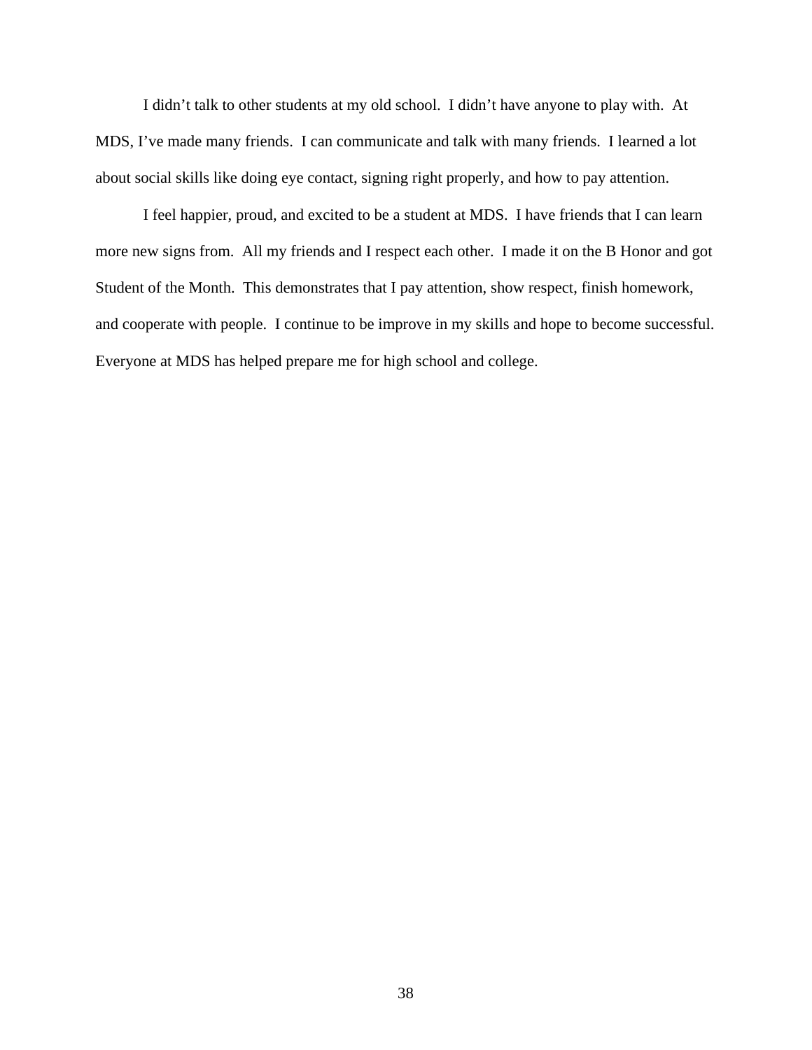I didn't talk to other students at my old school. I didn't have anyone to play with. At MDS, I've made many friends. I can communicate and talk with many friends. I learned a lot about social skills like doing eye contact, signing right properly, and how to pay attention.

I feel happier, proud, and excited to be a student at MDS. I have friends that I can learn more new signs from. All my friends and I respect each other. I made it on the B Honor and got Student of the Month. This demonstrates that I pay attention, show respect, finish homework, and cooperate with people. I continue to be improve in my skills and hope to become successful. Everyone at MDS has helped prepare me for high school and college.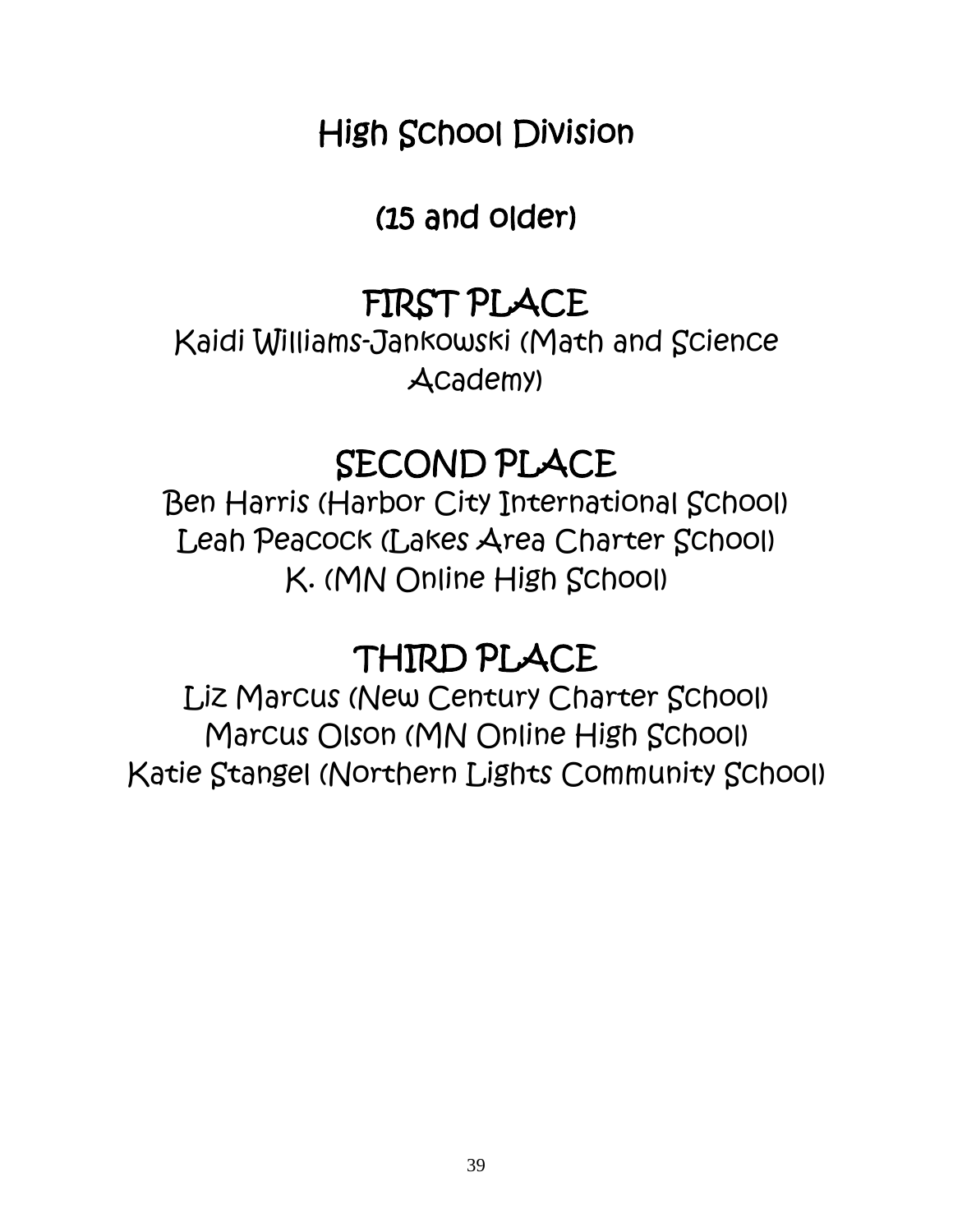# High School Division

## (15 and older)

## FIRST PLACE

Kaidi Williams-Jankowski (Math and Science Academy)

## SECOND PLACE

Ben Harris (Harbor City International School)
Leah Peacock (Lakes Area Charter School)
K. (MN Online High School)

## THIRD PLACE

Liz Marcus (New Century Charter School)
Marcus Olson (MN Online High School)
Katie Stangel (Northern Lights Community School)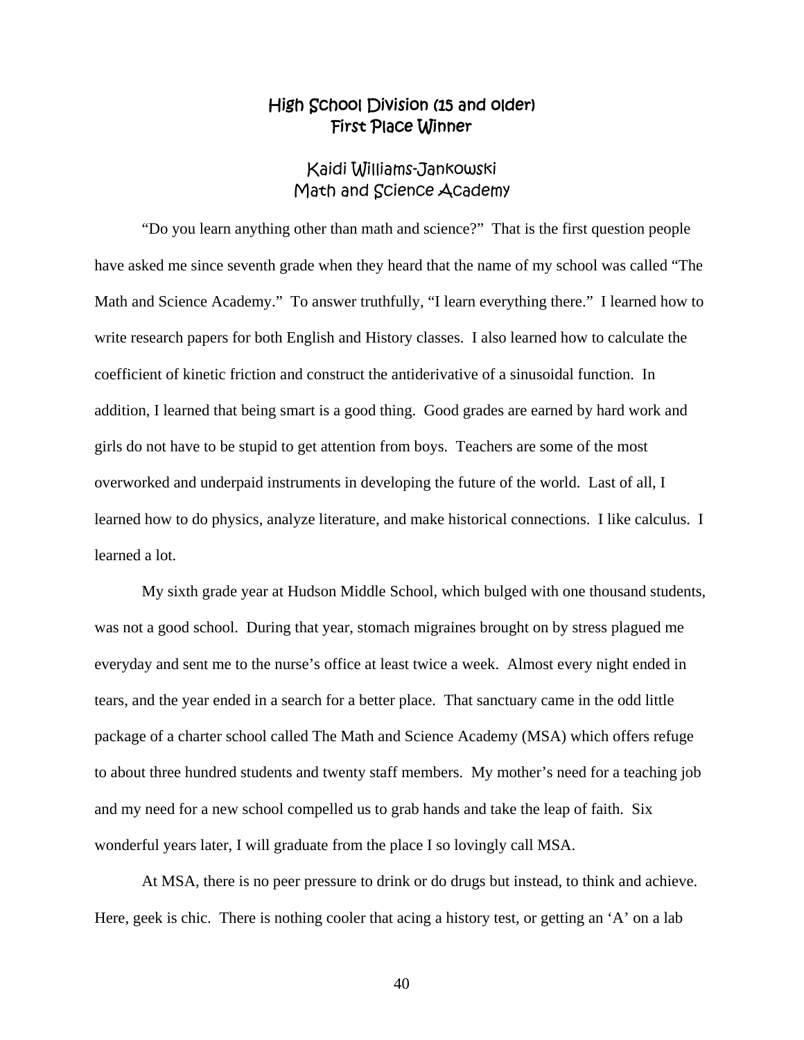## High School Division (15 and older)
## First Place Winner

### Kaidi Williams-Jankowski
### Math and Science Academy

"Do you learn anything other than math and science?" That is the first question people have asked me since seventh grade when they heard that the name of my school was called "The Math and Science Academy." To answer truthfully, "I learn everything there." I learned how to write research papers for both English and History classes. I also learned how to calculate the coefficient of kinetic friction and construct the antiderivative of a sinusoidal function. In addition, I learned that being smart is a good thing. Good grades are earned by hard work and girls do not have to be stupid to get attention from boys. Teachers are some of the most overworked and underpaid instruments in developing the future of the world. Last of all, I learned how to do physics, analyze literature, and make historical connections. I like calculus. I learned a lot.

My sixth grade year at Hudson Middle School, which bulged with one thousand students, was not a good school. During that year, stomach migraines brought on by stress plagued me everyday and sent me to the nurse's office at least twice a week. Almost every night ended in tears, and the year ended in a search for a better place. That sanctuary came in the odd little package of a charter school called The Math and Science Academy (MSA) which offers refuge to about three hundred students and twenty staff members. My mother's need for a teaching job and my need for a new school compelled us to grab hands and take the leap of faith. Six wonderful years later, I will graduate from the place I so lovingly call MSA.

At MSA, there is no peer pressure to drink or do drugs but instead, to think and achieve. Here, geek is chic. There is nothing cooler that acing a history test, or getting an 'A' on a lab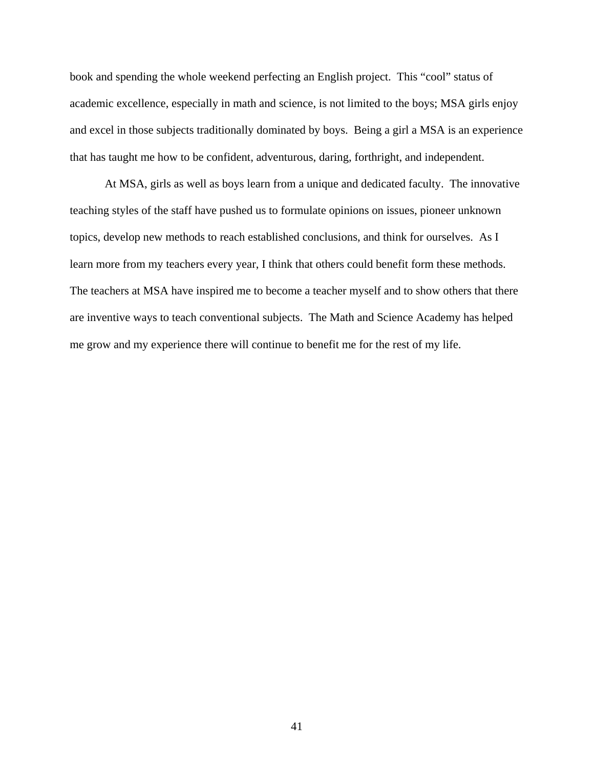book and spending the whole weekend perfecting an English project. This "cool" status of academic excellence, especially in math and science, is not limited to the boys; MSA girls enjoy and excel in those subjects traditionally dominated by boys. Being a girl a MSA is an experience that has taught me how to be confident, adventurous, daring, forthright, and independent.

At MSA, girls as well as boys learn from a unique and dedicated faculty. The innovative teaching styles of the staff have pushed us to formulate opinions on issues, pioneer unknown topics, develop new methods to reach established conclusions, and think for ourselves. As I learn more from my teachers every year, I think that others could benefit form these methods. The teachers at MSA have inspired me to become a teacher myself and to show others that there are inventive ways to teach conventional subjects. The Math and Science Academy has helped me grow and my experience there will continue to benefit me for the rest of my life.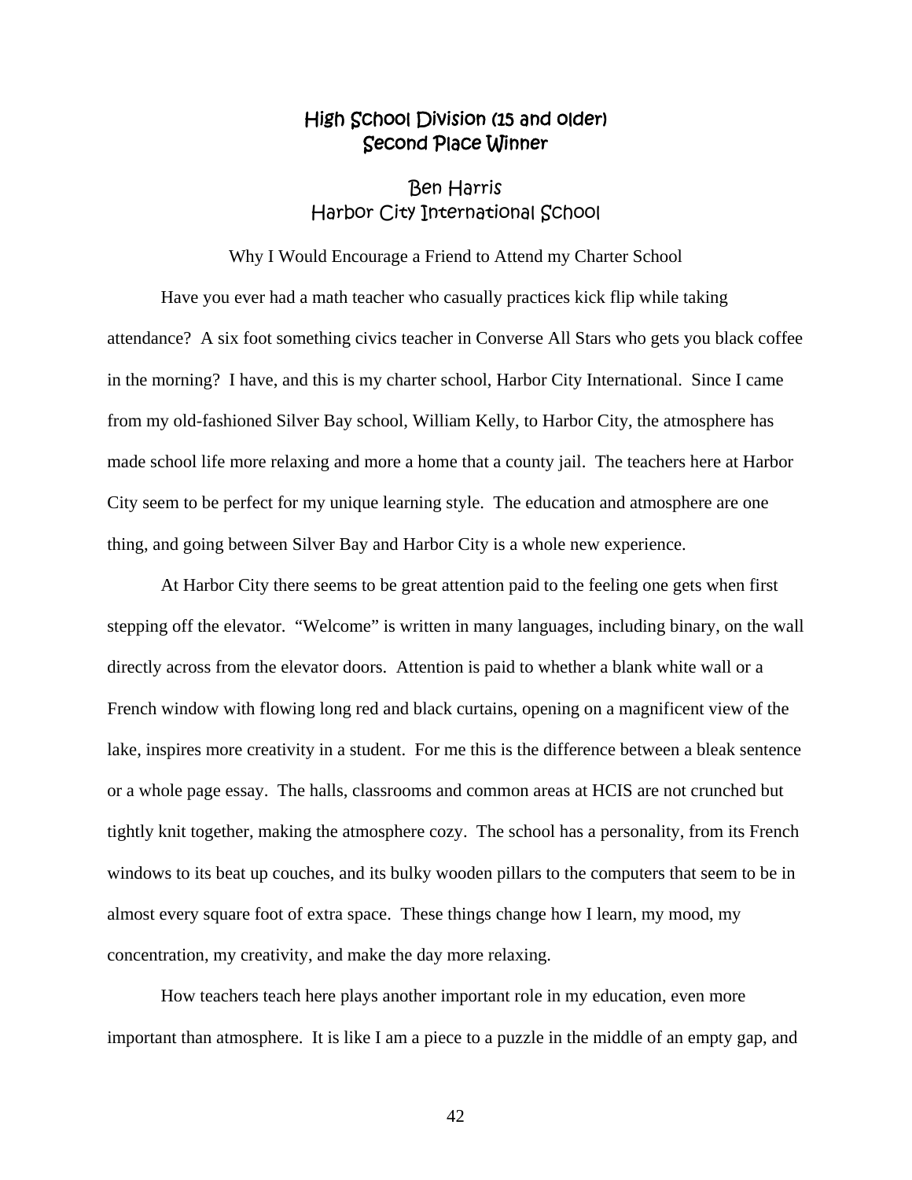## High School Division (15 and older)
## Second Place Winner

### Ben Harris
### Harbor City International School

Why I Would Encourage a Friend to Attend my Charter School

Have you ever had a math teacher who casually practices kick flip while taking attendance? A six foot something civics teacher in Converse All Stars who gets you black coffee in the morning? I have, and this is my charter school, Harbor City International. Since I came from my old-fashioned Silver Bay school, William Kelly, to Harbor City, the atmosphere has made school life more relaxing and more a home that a county jail. The teachers here at Harbor City seem to be perfect for my unique learning style. The education and atmosphere are one thing, and going between Silver Bay and Harbor City is a whole new experience.

At Harbor City there seems to be great attention paid to the feeling one gets when first stepping off the elevator. "Welcome" is written in many languages, including binary, on the wall directly across from the elevator doors. Attention is paid to whether a blank white wall or a French window with flowing long red and black curtains, opening on a magnificent view of the lake, inspires more creativity in a student. For me this is the difference between a bleak sentence or a whole page essay. The halls, classrooms and common areas at HCIS are not crunched but tightly knit together, making the atmosphere cozy. The school has a personality, from its French windows to its beat up couches, and its bulky wooden pillars to the computers that seem to be in almost every square foot of extra space. These things change how I learn, my mood, my concentration, my creativity, and make the day more relaxing.

How teachers teach here plays another important role in my education, even more important than atmosphere. It is like I am a piece to a puzzle in the middle of an empty gap, and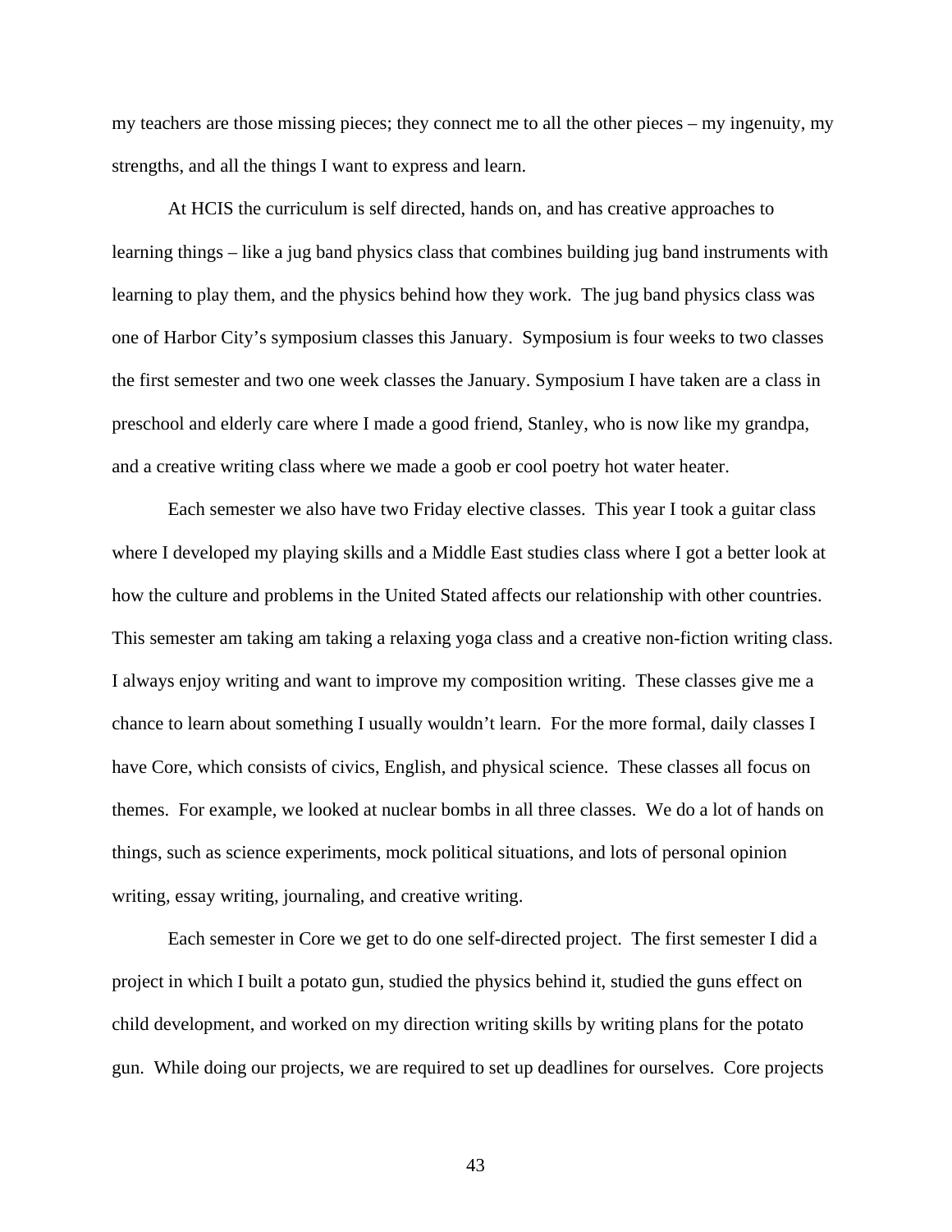my teachers are those missing pieces; they connect me to all the other pieces – my ingenuity, my strengths, and all the things I want to express and learn.

At HCIS the curriculum is self directed, hands on, and has creative approaches to learning things – like a jug band physics class that combines building jug band instruments with learning to play them, and the physics behind how they work. The jug band physics class was one of Harbor City's symposium classes this January. Symposium is four weeks to two classes the first semester and two one week classes the January. Symposium I have taken are a class in preschool and elderly care where I made a good friend, Stanley, who is now like my grandpa, and a creative writing class where we made a goob er cool poetry hot water heater.

Each semester we also have two Friday elective classes. This year I took a guitar class where I developed my playing skills and a Middle East studies class where I got a better look at how the culture and problems in the United Stated affects our relationship with other countries. This semester am taking am taking a relaxing yoga class and a creative non-fiction writing class. I always enjoy writing and want to improve my composition writing. These classes give me a chance to learn about something I usually wouldn't learn. For the more formal, daily classes I have Core, which consists of civics, English, and physical science. These classes all focus on themes. For example, we looked at nuclear bombs in all three classes. We do a lot of hands on things, such as science experiments, mock political situations, and lots of personal opinion writing, essay writing, journaling, and creative writing.

Each semester in Core we get to do one self-directed project. The first semester I did a project in which I built a potato gun, studied the physics behind it, studied the guns effect on child development, and worked on my direction writing skills by writing plans for the potato gun. While doing our projects, we are required to set up deadlines for ourselves. Core projects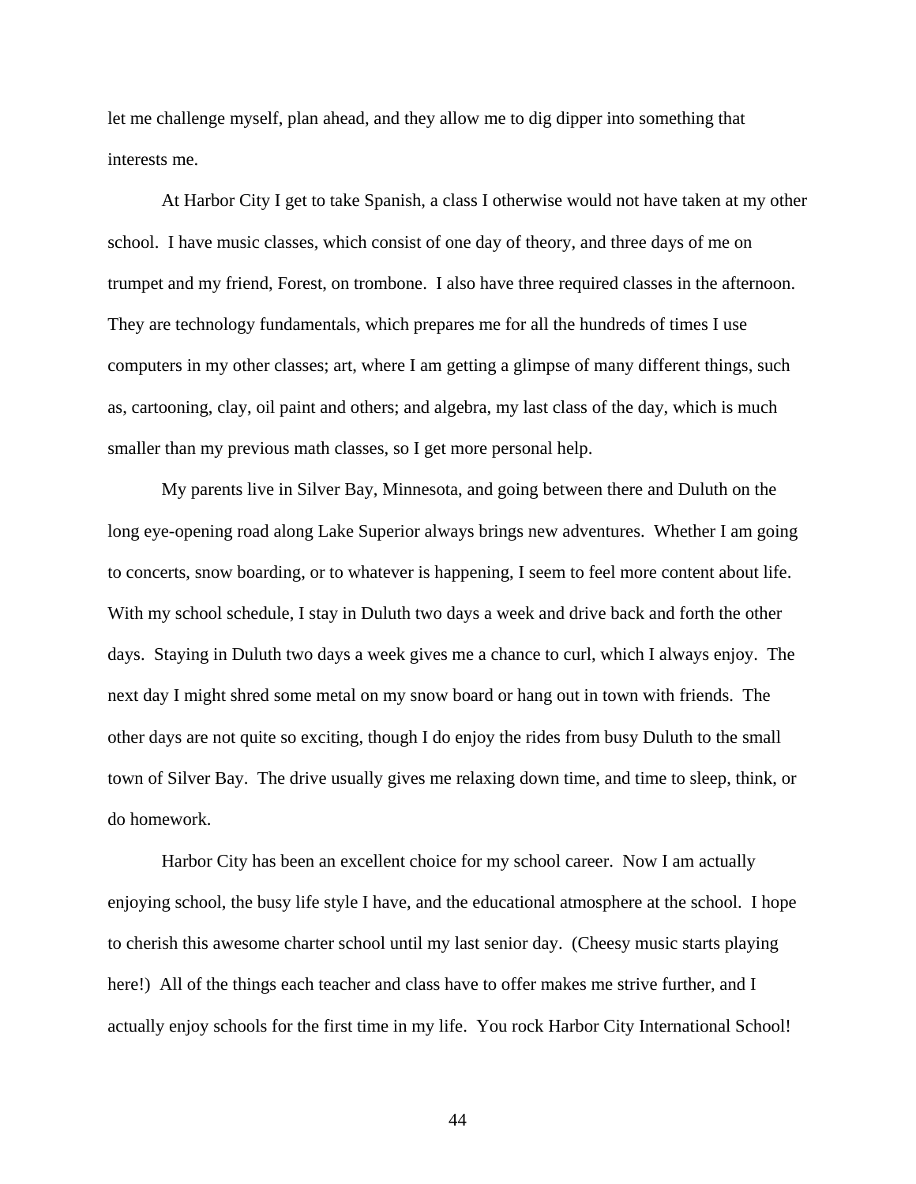let me challenge myself, plan ahead, and they allow me to dig dipper into something that interests me.

At Harbor City I get to take Spanish, a class I otherwise would not have taken at my other school. I have music classes, which consist of one day of theory, and three days of me on trumpet and my friend, Forest, on trombone. I also have three required classes in the afternoon. They are technology fundamentals, which prepares me for all the hundreds of times I use computers in my other classes; art, where I am getting a glimpse of many different things, such as, cartooning, clay, oil paint and others; and algebra, my last class of the day, which is much smaller than my previous math classes, so I get more personal help.

My parents live in Silver Bay, Minnesota, and going between there and Duluth on the long eye-opening road along Lake Superior always brings new adventures. Whether I am going to concerts, snow boarding, or to whatever is happening, I seem to feel more content about life. With my school schedule, I stay in Duluth two days a week and drive back and forth the other days. Staying in Duluth two days a week gives me a chance to curl, which I always enjoy. The next day I might shred some metal on my snow board or hang out in town with friends. The other days are not quite so exciting, though I do enjoy the rides from busy Duluth to the small town of Silver Bay. The drive usually gives me relaxing down time, and time to sleep, think, or do homework.

Harbor City has been an excellent choice for my school career. Now I am actually enjoying school, the busy life style I have, and the educational atmosphere at the school. I hope to cherish this awesome charter school until my last senior day. (Cheesy music starts playing here!) All of the things each teacher and class have to offer makes me strive further, and I actually enjoy schools for the first time in my life. You rock Harbor City International School!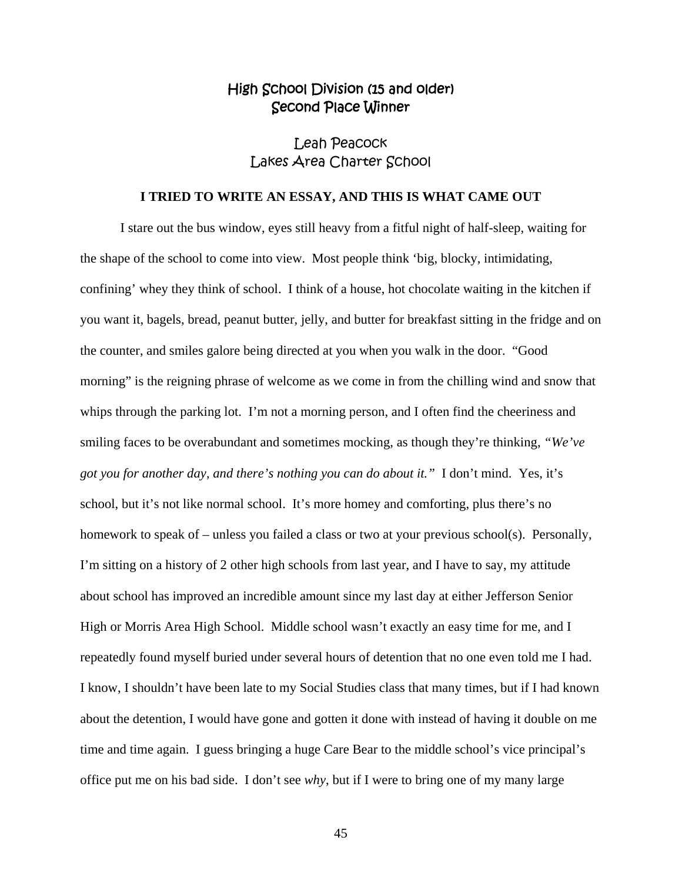## High School Division (15 and older)
## Second Place Winner

### Leah Peacock
### Lakes Area Charter School

**I TRIED TO WRITE AN ESSAY, AND THIS IS WHAT CAME OUT**

I stare out the bus window, eyes still heavy from a fitful night of half-sleep, waiting for the shape of the school to come into view. Most people think 'big, blocky, intimidating, confining' whey they think of school. I think of a house, hot chocolate waiting in the kitchen if you want it, bagels, bread, peanut butter, jelly, and butter for breakfast sitting in the fridge and on the counter, and smiles galore being directed at you when you walk in the door. "Good morning" is the reigning phrase of welcome as we come in from the chilling wind and snow that whips through the parking lot. I'm not a morning person, and I often find the cheeriness and smiling faces to be overabundant and sometimes mocking, as though they're thinking, *"We've got you for another day, and there's nothing you can do about it."* I don't mind. Yes, it's school, but it's not like normal school. It's more homey and comforting, plus there's no homework to speak of – unless you failed a class or two at your previous school(s). Personally, I'm sitting on a history of 2 other high schools from last year, and I have to say, my attitude about school has improved an incredible amount since my last day at either Jefferson Senior High or Morris Area High School. Middle school wasn't exactly an easy time for me, and I repeatedly found myself buried under several hours of detention that no one even told me I had. I know, I shouldn't have been late to my Social Studies class that many times, but if I had known about the detention, I would have gone and gotten it done with instead of having it double on me time and time again. I guess bringing a huge Care Bear to the middle school's vice principal's office put me on his bad side. I don't see *why*, but if I were to bring one of my many large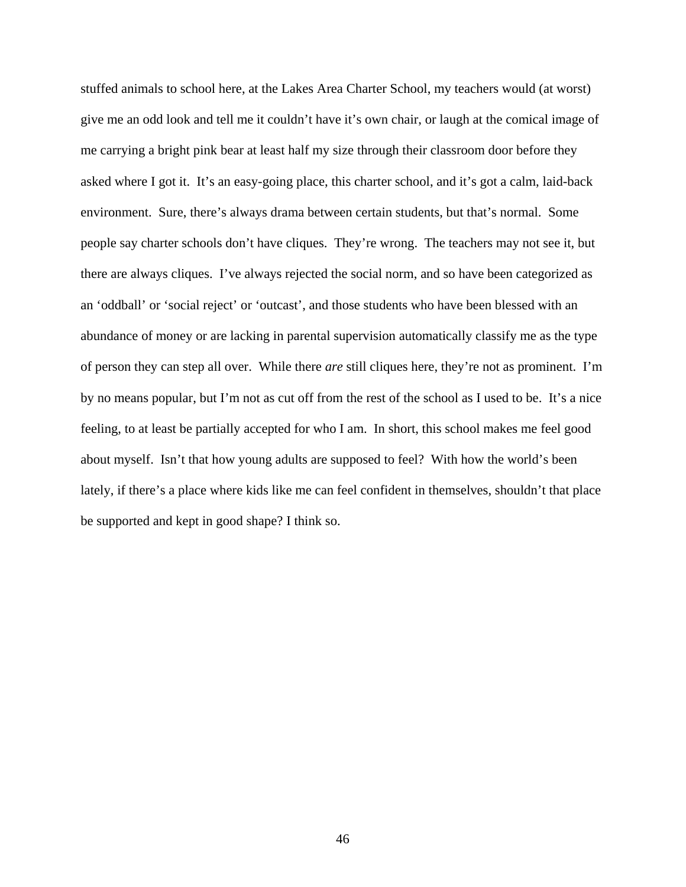stuffed animals to school here, at the Lakes Area Charter School, my teachers would (at worst) give me an odd look and tell me it couldn't have it's own chair, or laugh at the comical image of me carrying a bright pink bear at least half my size through their classroom door before they asked where I got it. It's an easy-going place, this charter school, and it's got a calm, laid-back environment. Sure, there's always drama between certain students, but that's normal. Some people say charter schools don't have cliques. They're wrong. The teachers may not see it, but there are always cliques. I've always rejected the social norm, and so have been categorized as an 'oddball' or 'social reject' or 'outcast', and those students who have been blessed with an abundance of money or are lacking in parental supervision automatically classify me as the type of person they can step all over. While there *are* still cliques here, they're not as prominent. I'm by no means popular, but I'm not as cut off from the rest of the school as I used to be. It's a nice feeling, to at least be partially accepted for who I am. In short, this school makes me feel good about myself. Isn't that how young adults are supposed to feel? With how the world's been lately, if there's a place where kids like me can feel confident in themselves, shouldn't that place be supported and kept in good shape? I think so.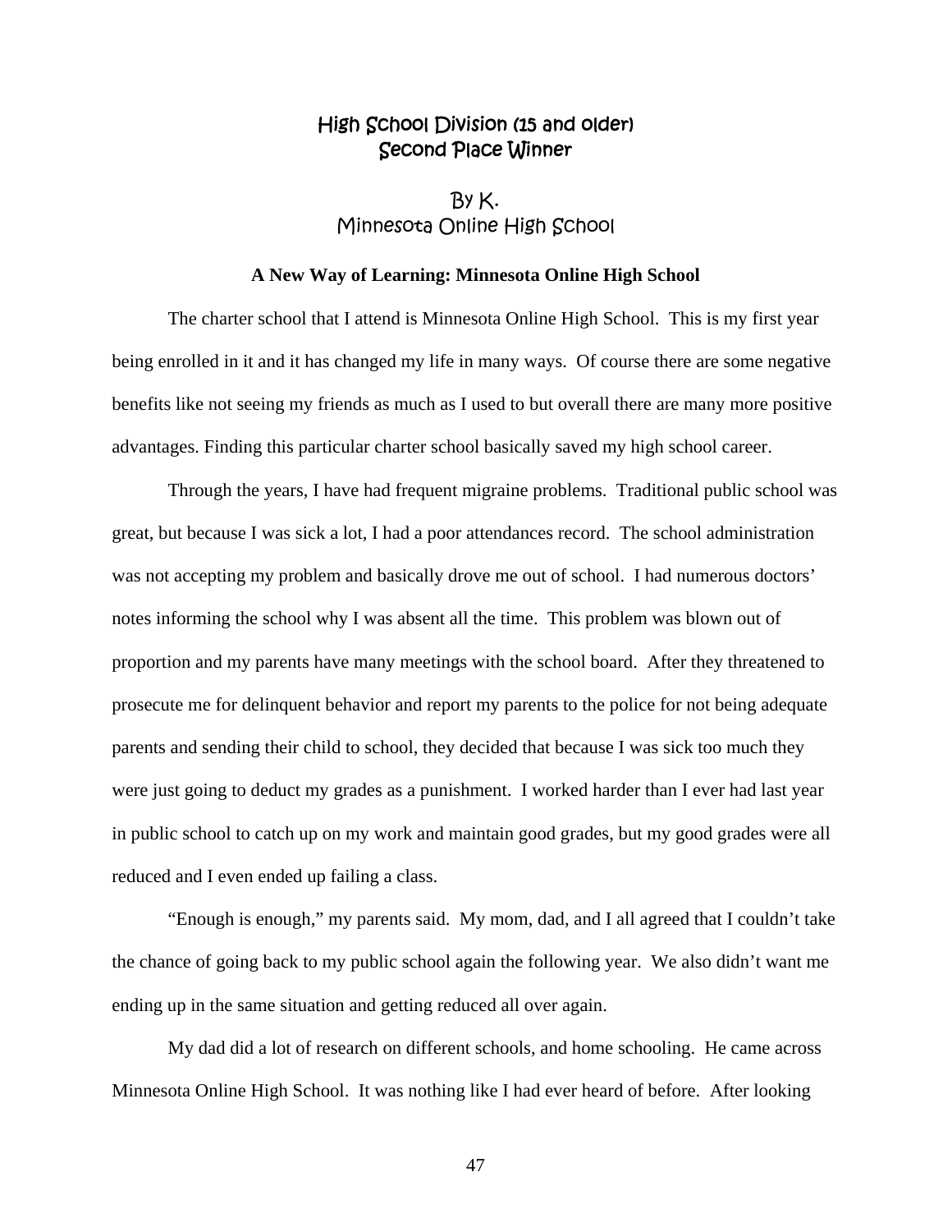## High School Division (15 and older)
## Second Place Winner

By K.
Minnesota Online High School

**A New Way of Learning: Minnesota Online High School**

The charter school that I attend is Minnesota Online High School. This is my first year being enrolled in it and it has changed my life in many ways. Of course there are some negative benefits like not seeing my friends as much as I used to but overall there are many more positive advantages. Finding this particular charter school basically saved my high school career.

Through the years, I have had frequent migraine problems. Traditional public school was great, but because I was sick a lot, I had a poor attendances record. The school administration was not accepting my problem and basically drove me out of school. I had numerous doctors' notes informing the school why I was absent all the time. This problem was blown out of proportion and my parents have many meetings with the school board. After they threatened to prosecute me for delinquent behavior and report my parents to the police for not being adequate parents and sending their child to school, they decided that because I was sick too much they were just going to deduct my grades as a punishment. I worked harder than I ever had last year in public school to catch up on my work and maintain good grades, but my good grades were all reduced and I even ended up failing a class.

"Enough is enough," my parents said. My mom, dad, and I all agreed that I couldn't take the chance of going back to my public school again the following year. We also didn't want me ending up in the same situation and getting reduced all over again.

My dad did a lot of research on different schools, and home schooling. He came across Minnesota Online High School. It was nothing like I had ever heard of before. After looking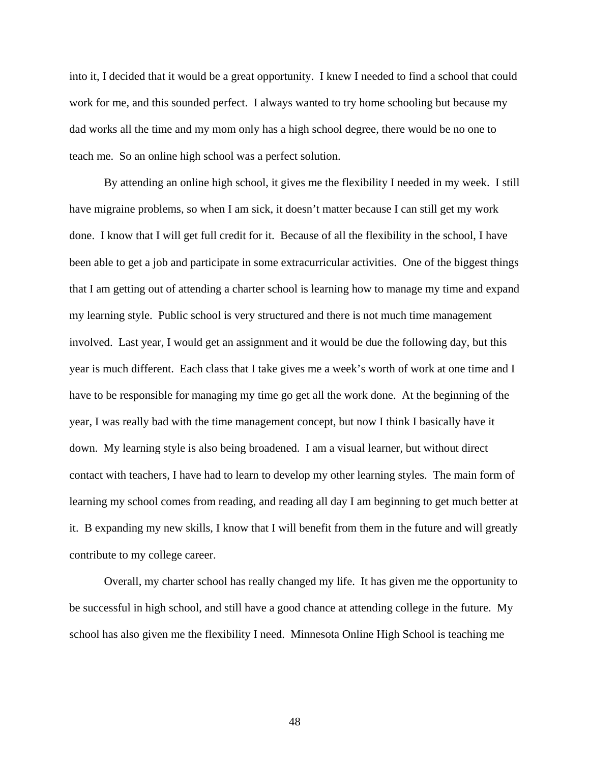into it, I decided that it would be a great opportunity. I knew I needed to find a school that could work for me, and this sounded perfect. I always wanted to try home schooling but because my dad works all the time and my mom only has a high school degree, there would be no one to teach me. So an online high school was a perfect solution.

By attending an online high school, it gives me the flexibility I needed in my week. I still have migraine problems, so when I am sick, it doesn't matter because I can still get my work done. I know that I will get full credit for it. Because of all the flexibility in the school, I have been able to get a job and participate in some extracurricular activities. One of the biggest things that I am getting out of attending a charter school is learning how to manage my time and expand my learning style. Public school is very structured and there is not much time management involved. Last year, I would get an assignment and it would be due the following day, but this year is much different. Each class that I take gives me a week's worth of work at one time and I have to be responsible for managing my time go get all the work done. At the beginning of the year, I was really bad with the time management concept, but now I think I basically have it down. My learning style is also being broadened. I am a visual learner, but without direct contact with teachers, I have had to learn to develop my other learning styles. The main form of learning my school comes from reading, and reading all day I am beginning to get much better at it. B expanding my new skills, I know that I will benefit from them in the future and will greatly contribute to my college career.

Overall, my charter school has really changed my life. It has given me the opportunity to be successful in high school, and still have a good chance at attending college in the future. My school has also given me the flexibility I need. Minnesota Online High School is teaching me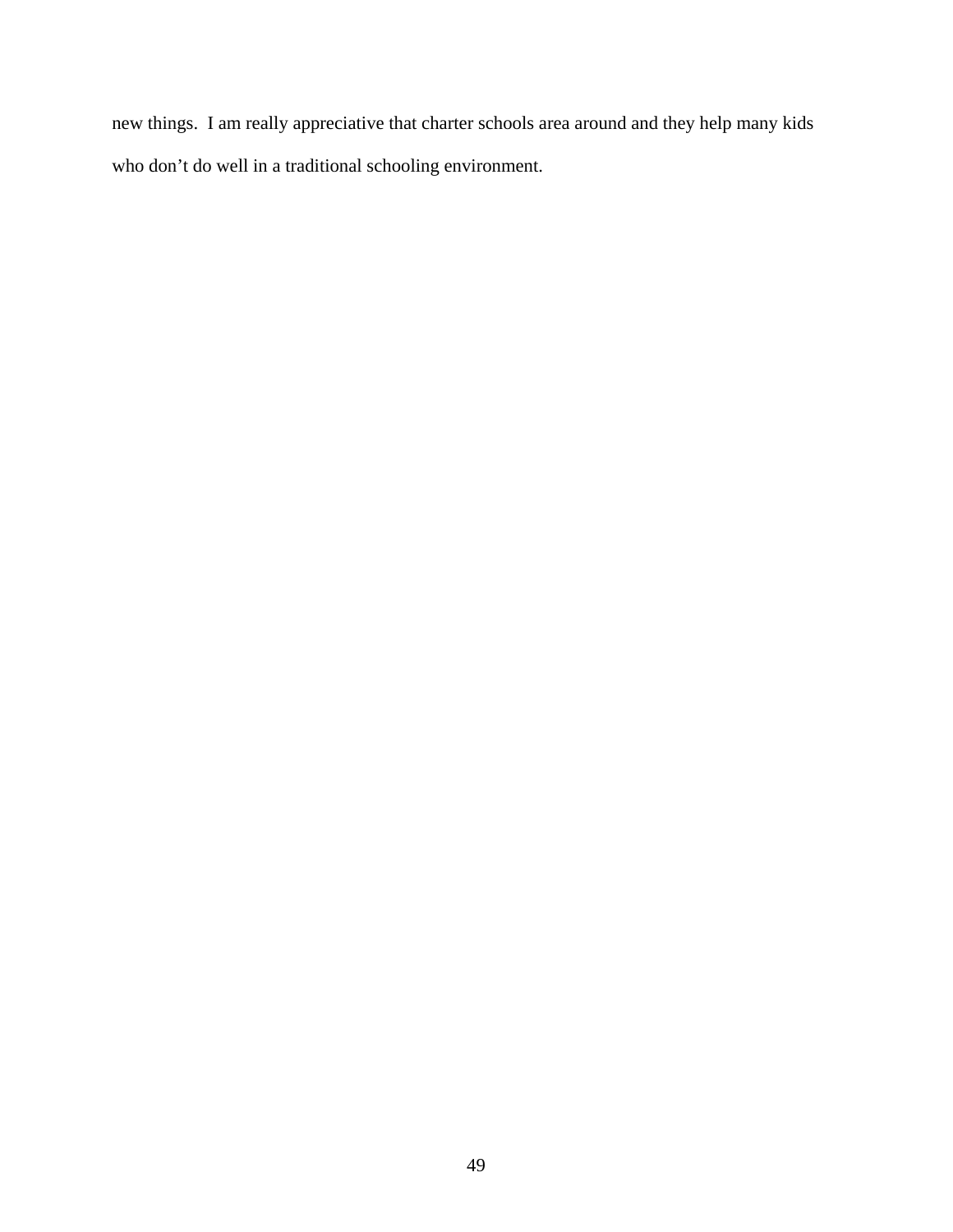new things.  I am really appreciative that charter schools area around and they help many kids who don’t do well in a traditional schooling environment.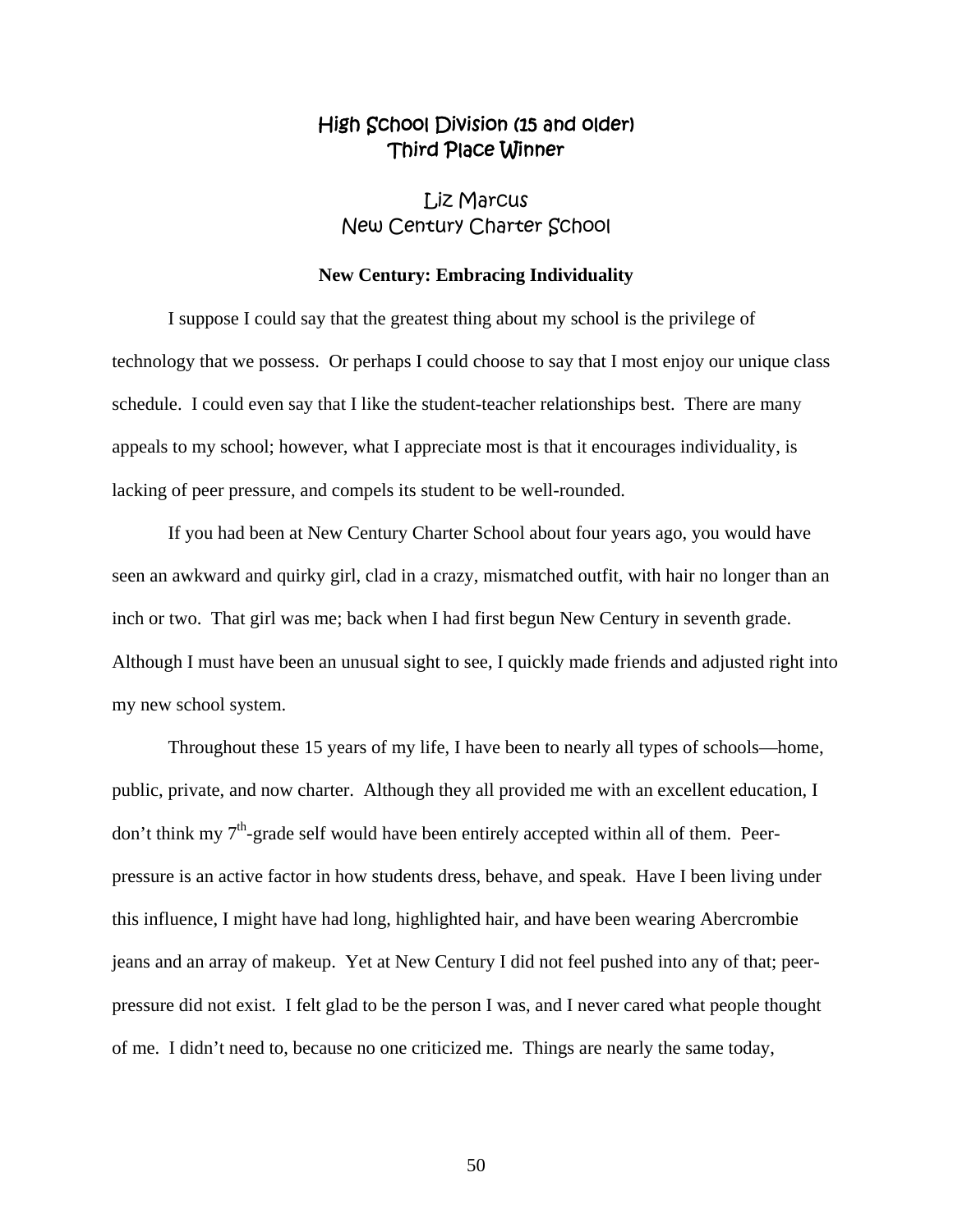## High School Division (15 and older)
## Third Place Winner

### Liz Marcus
### New Century Charter School

**New Century: Embracing Individuality**

I suppose I could say that the greatest thing about my school is the privilege of technology that we possess. Or perhaps I could choose to say that I most enjoy our unique class schedule. I could even say that I like the student-teacher relationships best. There are many appeals to my school; however, what I appreciate most is that it encourages individuality, is lacking of peer pressure, and compels its student to be well-rounded.

If you had been at New Century Charter School about four years ago, you would have seen an awkward and quirky girl, clad in a crazy, mismatched outfit, with hair no longer than an inch or two. That girl was me; back when I had first begun New Century in seventh grade. Although I must have been an unusual sight to see, I quickly made friends and adjusted right into my new school system.

Throughout these 15 years of my life, I have been to nearly all types of schools—home, public, private, and now charter. Although they all provided me with an excellent education, I don't think my 7th-grade self would have been entirely accepted within all of them. Peer-pressure is an active factor in how students dress, behave, and speak. Have I been living under this influence, I might have had long, highlighted hair, and have been wearing Abercrombie jeans and an array of makeup. Yet at New Century I did not feel pushed into any of that; peer-pressure did not exist. I felt glad to be the person I was, and I never cared what people thought of me. I didn't need to, because no one criticized me. Things are nearly the same today,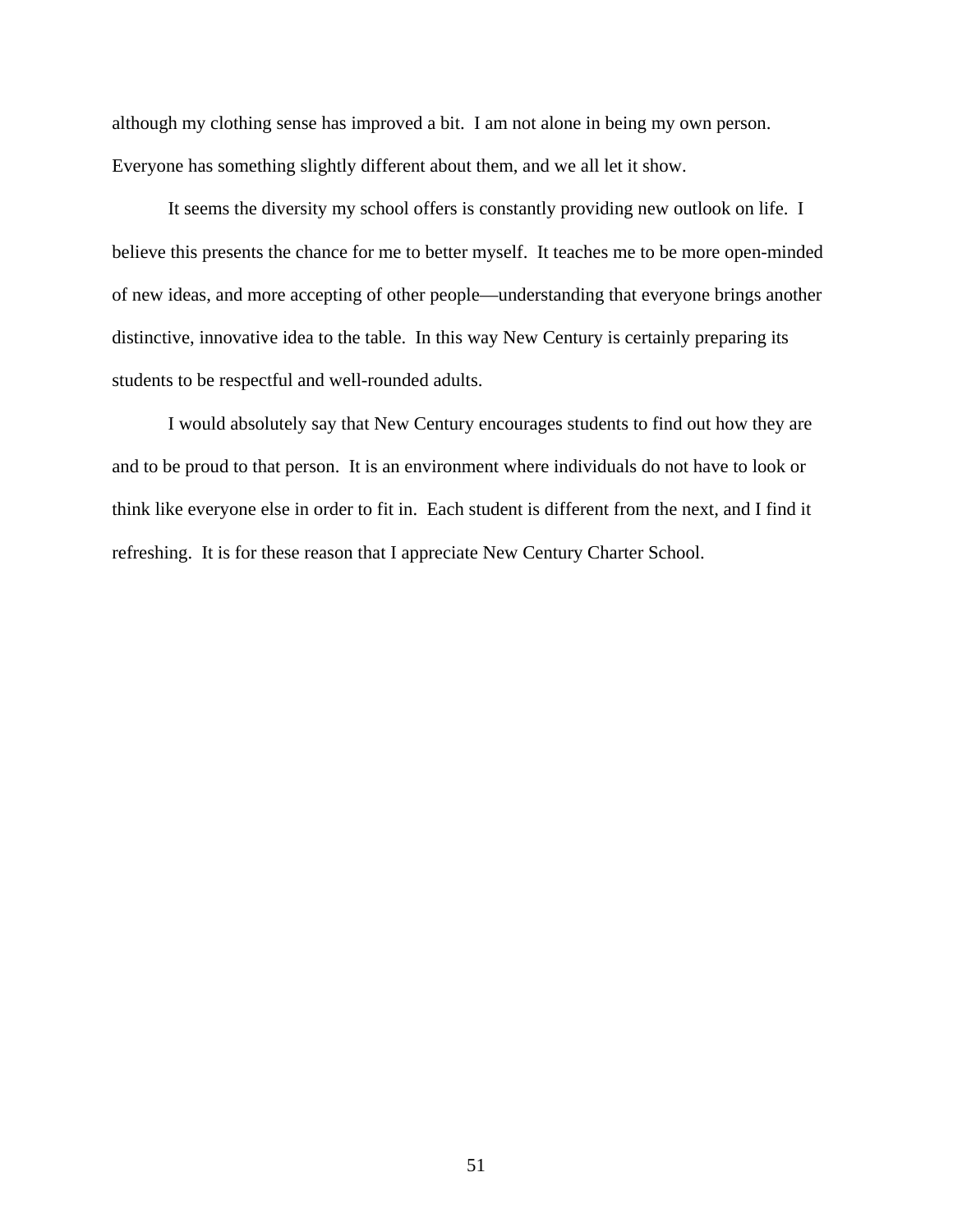although my clothing sense has improved a bit. I am not alone in being my own person. Everyone has something slightly different about them, and we all let it show.

It seems the diversity my school offers is constantly providing new outlook on life. I believe this presents the chance for me to better myself. It teaches me to be more open-minded of new ideas, and more accepting of other people—understanding that everyone brings another distinctive, innovative idea to the table. In this way New Century is certainly preparing its students to be respectful and well-rounded adults.

I would absolutely say that New Century encourages students to find out how they are and to be proud to that person. It is an environment where individuals do not have to look or think like everyone else in order to fit in. Each student is different from the next, and I find it refreshing. It is for these reason that I appreciate New Century Charter School.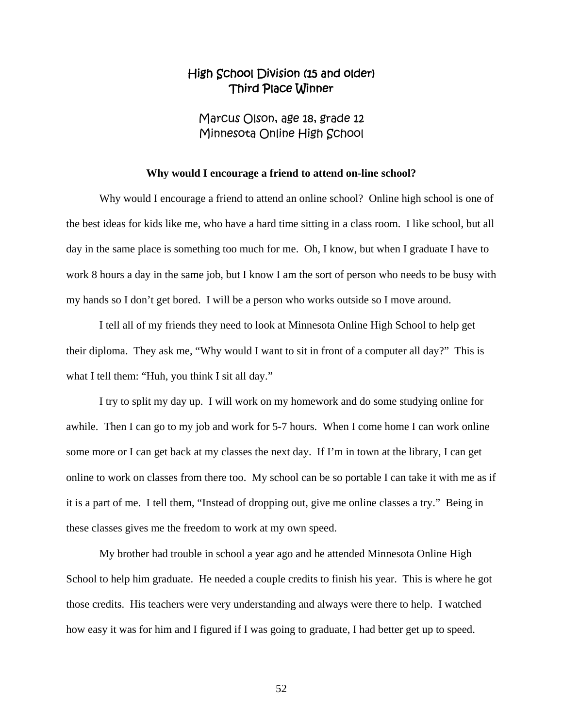## High School Division (15 and older)
## Third Place Winner

Marcus Olson, age 18, grade 12
Minnesota Online High School

**Why would I encourage a friend to attend on-line school?**

Why would I encourage a friend to attend an online school? Online high school is one of the best ideas for kids like me, who have a hard time sitting in a class room. I like school, but all day in the same place is something too much for me. Oh, I know, but when I graduate I have to work 8 hours a day in the same job, but I know I am the sort of person who needs to be busy with my hands so I don't get bored. I will be a person who works outside so I move around.

I tell all of my friends they need to look at Minnesota Online High School to help get their diploma. They ask me, "Why would I want to sit in front of a computer all day?" This is what I tell them: "Huh, you think I sit all day."

I try to split my day up. I will work on my homework and do some studying online for awhile. Then I can go to my job and work for 5-7 hours. When I come home I can work online some more or I can get back at my classes the next day. If I'm in town at the library, I can get online to work on classes from there too. My school can be so portable I can take it with me as if it is a part of me. I tell them, "Instead of dropping out, give me online classes a try." Being in these classes gives me the freedom to work at my own speed.

My brother had trouble in school a year ago and he attended Minnesota Online High School to help him graduate. He needed a couple credits to finish his year. This is where he got those credits. His teachers were very understanding and always were there to help. I watched how easy it was for him and I figured if I was going to graduate, I had better get up to speed.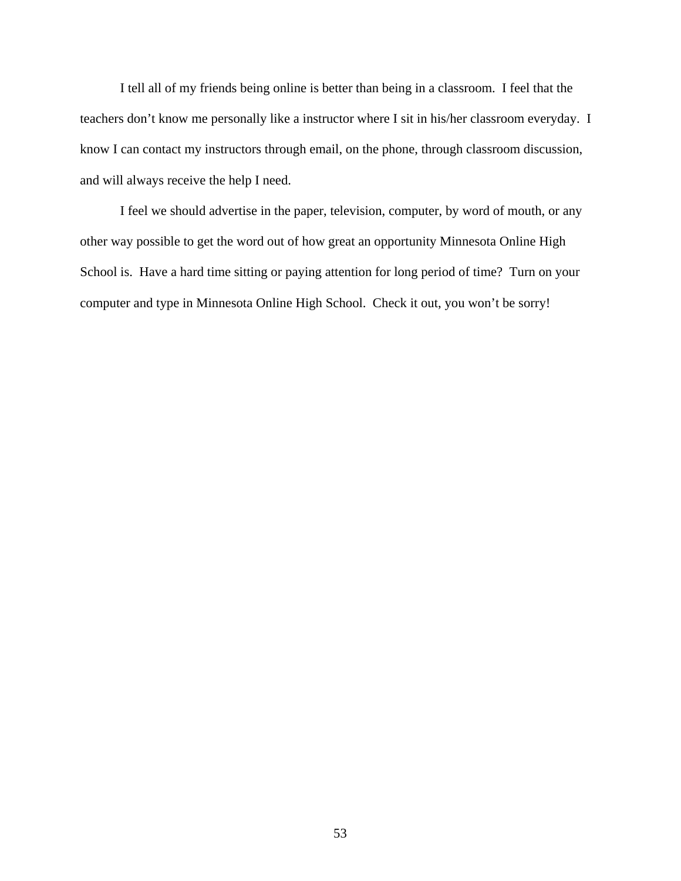I tell all of my friends being online is better than being in a classroom. I feel that the teachers don't know me personally like a instructor where I sit in his/her classroom everyday. I know I can contact my instructors through email, on the phone, through classroom discussion, and will always receive the help I need.

I feel we should advertise in the paper, television, computer, by word of mouth, or any other way possible to get the word out of how great an opportunity Minnesota Online High School is. Have a hard time sitting or paying attention for long period of time? Turn on your computer and type in Minnesota Online High School. Check it out, you won't be sorry!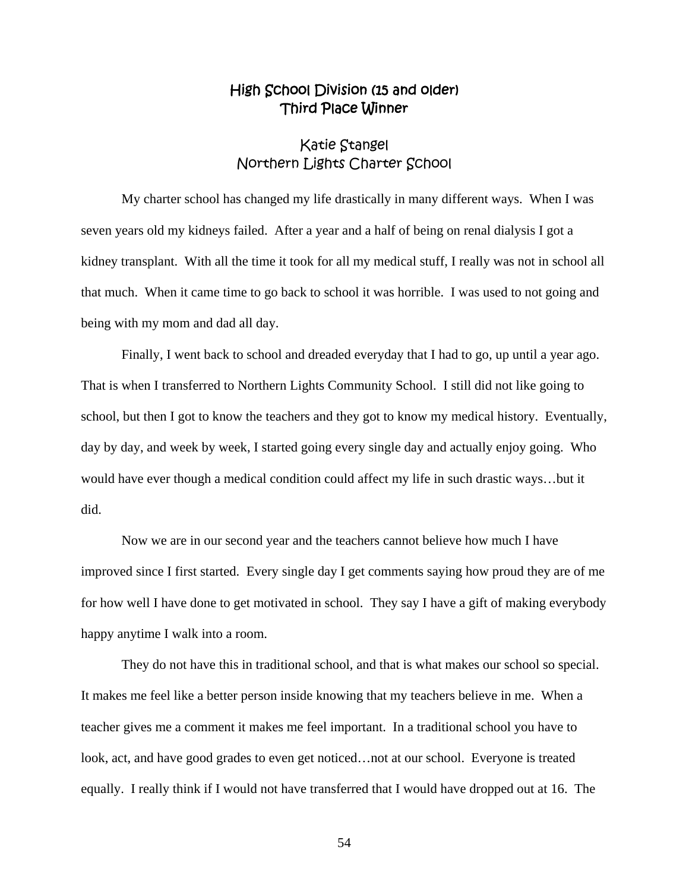## High School Division (15 and older)
## Third Place Winner

### Katie Stangel
### Northern Lights Charter School

My charter school has changed my life drastically in many different ways. When I was seven years old my kidneys failed. After a year and a half of being on renal dialysis I got a kidney transplant. With all the time it took for all my medical stuff, I really was not in school all that much. When it came time to go back to school it was horrible. I was used to not going and being with my mom and dad all day.

Finally, I went back to school and dreaded everyday that I had to go, up until a year ago. That is when I transferred to Northern Lights Community School. I still did not like going to school, but then I got to know the teachers and they got to know my medical history. Eventually, day by day, and week by week, I started going every single day and actually enjoy going. Who would have ever though a medical condition could affect my life in such drastic ways…but it did.

Now we are in our second year and the teachers cannot believe how much I have improved since I first started. Every single day I get comments saying how proud they are of me for how well I have done to get motivated in school. They say I have a gift of making everybody happy anytime I walk into a room.

They do not have this in traditional school, and that is what makes our school so special. It makes me feel like a better person inside knowing that my teachers believe in me. When a teacher gives me a comment it makes me feel important. In a traditional school you have to look, act, and have good grades to even get noticed…not at our school. Everyone is treated equally. I really think if I would not have transferred that I would have dropped out at 16. The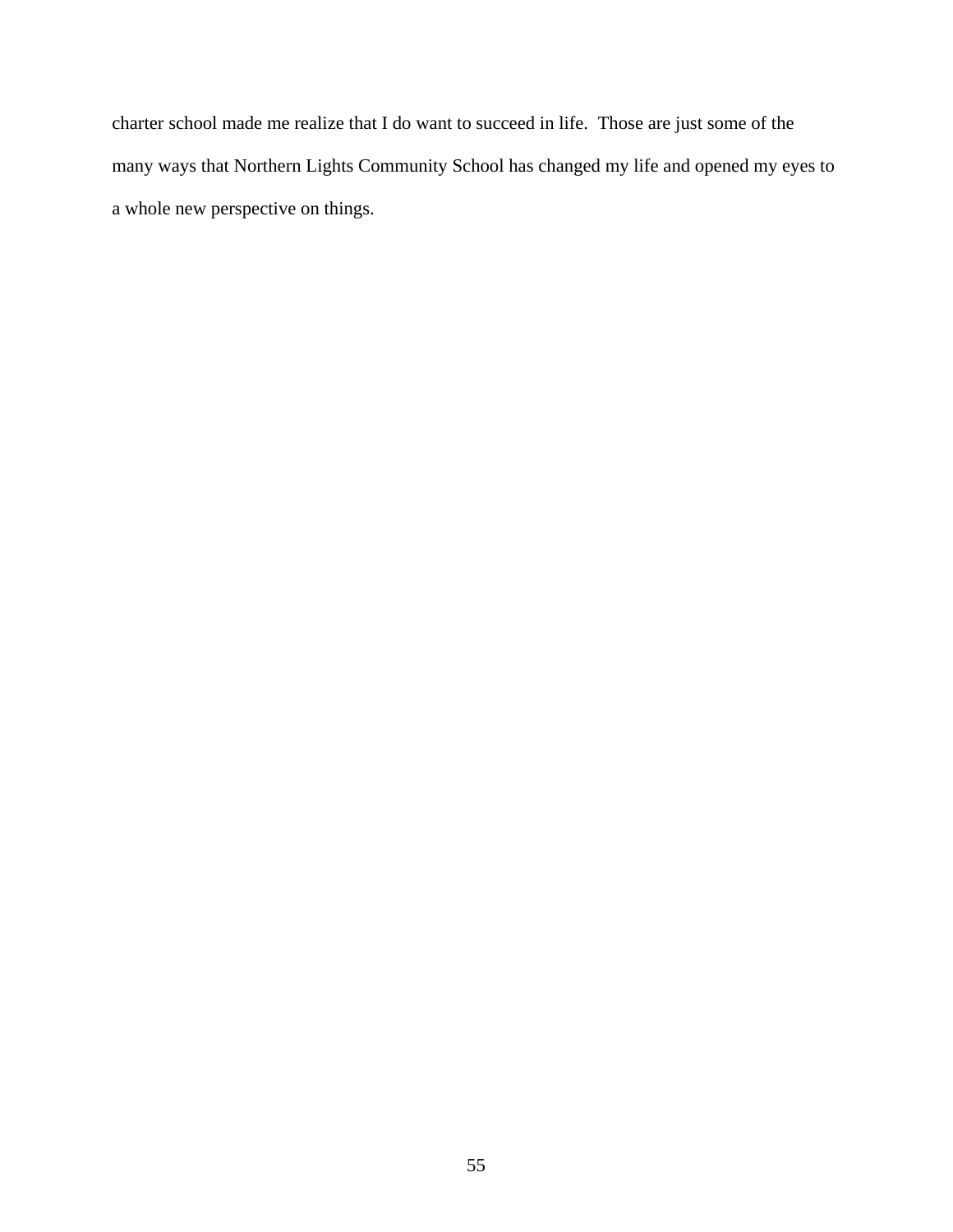charter school made me realize that I do want to succeed in life. Those are just some of the many ways that Northern Lights Community School has changed my life and opened my eyes to a whole new perspective on things.